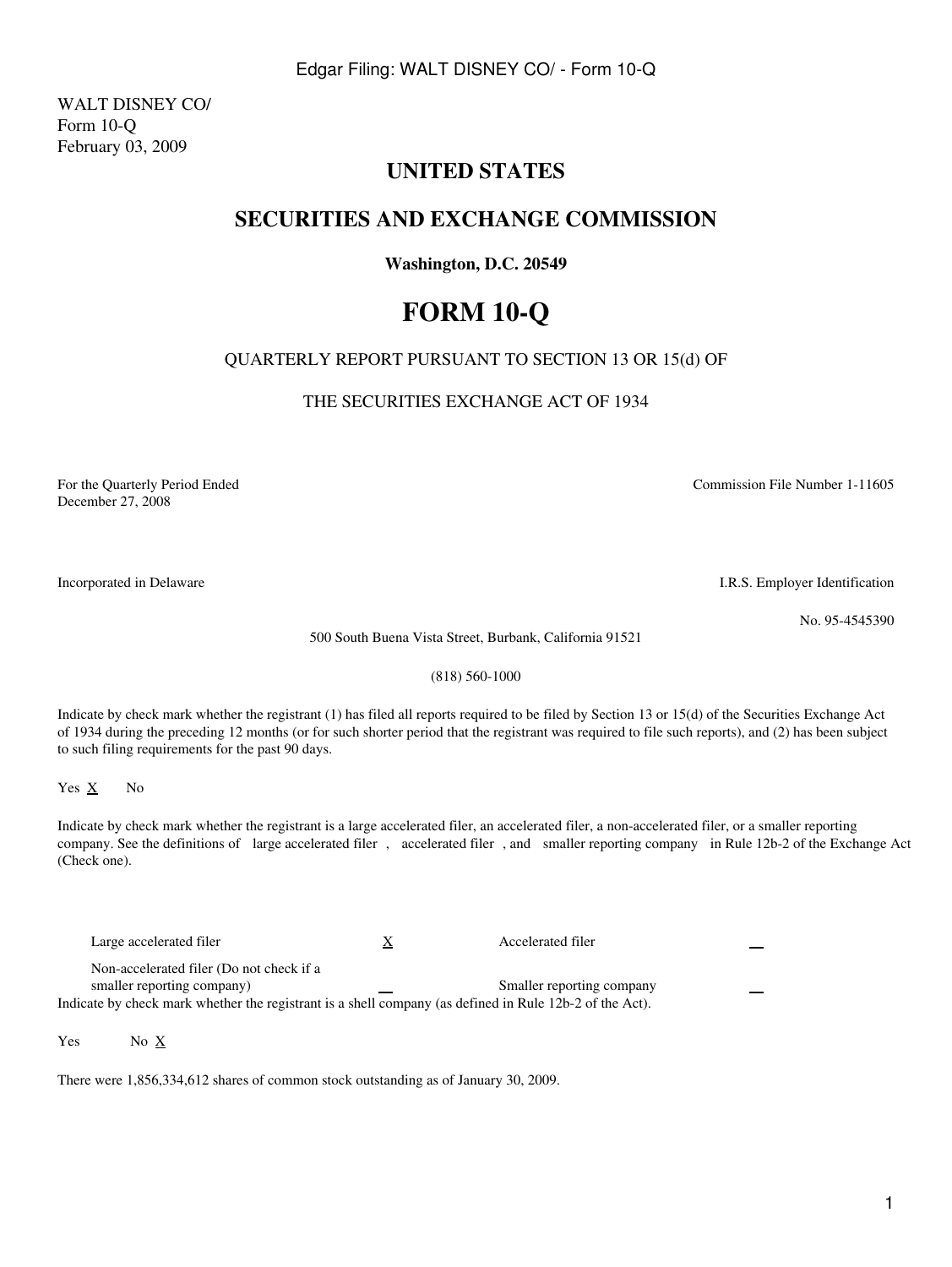WALT DISNEY CO/
Form 10-Q
February 03, 2009

# UNITED STATES

## SECURITIES AND EXCHANGE COMMISSION

**Washington, D.C. 20549**

# FORM 10-Q

QUARTERLY REPORT PURSUANT TO SECTION 13 OR 15(d) OF

THE SECURITIES EXCHANGE ACT OF 1934

For the Quarterly Period Ended December 27, 2008

Commission File Number 1-11605

Incorporated in Delaware

I.R.S. Employer Identification No. 95-4545390

500 South Buena Vista Street, Burbank, California 91521

(818) 560-1000

Indicate by check mark whether the registrant (1) has filed all reports required to be filed by Section 13 or 15(d) of the Securities Exchange Act of 1934 during the preceding 12 months (or for such shorter period that the registrant was required to file such reports), and (2) has been subject to such filing requirements for the past 90 days.

Yes X No

Indicate by check mark whether the registrant is a large accelerated filer, an accelerated filer, a non-accelerated filer, or a smaller reporting company. See the definitions of large accelerated filer , accelerated filer , and smaller reporting company in Rule 12b-2 of the Exchange Act (Check one).

| | | | |
|---|---|---|---|
| Large accelerated filer | X | Accelerated filer | ___ |
| Non-accelerated filer (Do not check if a smaller reporting company) | ___ | Smaller reporting company | ___ |

Indicate by check mark whether the registrant is a shell company (as defined in Rule 12b-2 of the Act).

Yes No X

There were 1,856,334,612 shares of common stock outstanding as of January 30, 2009.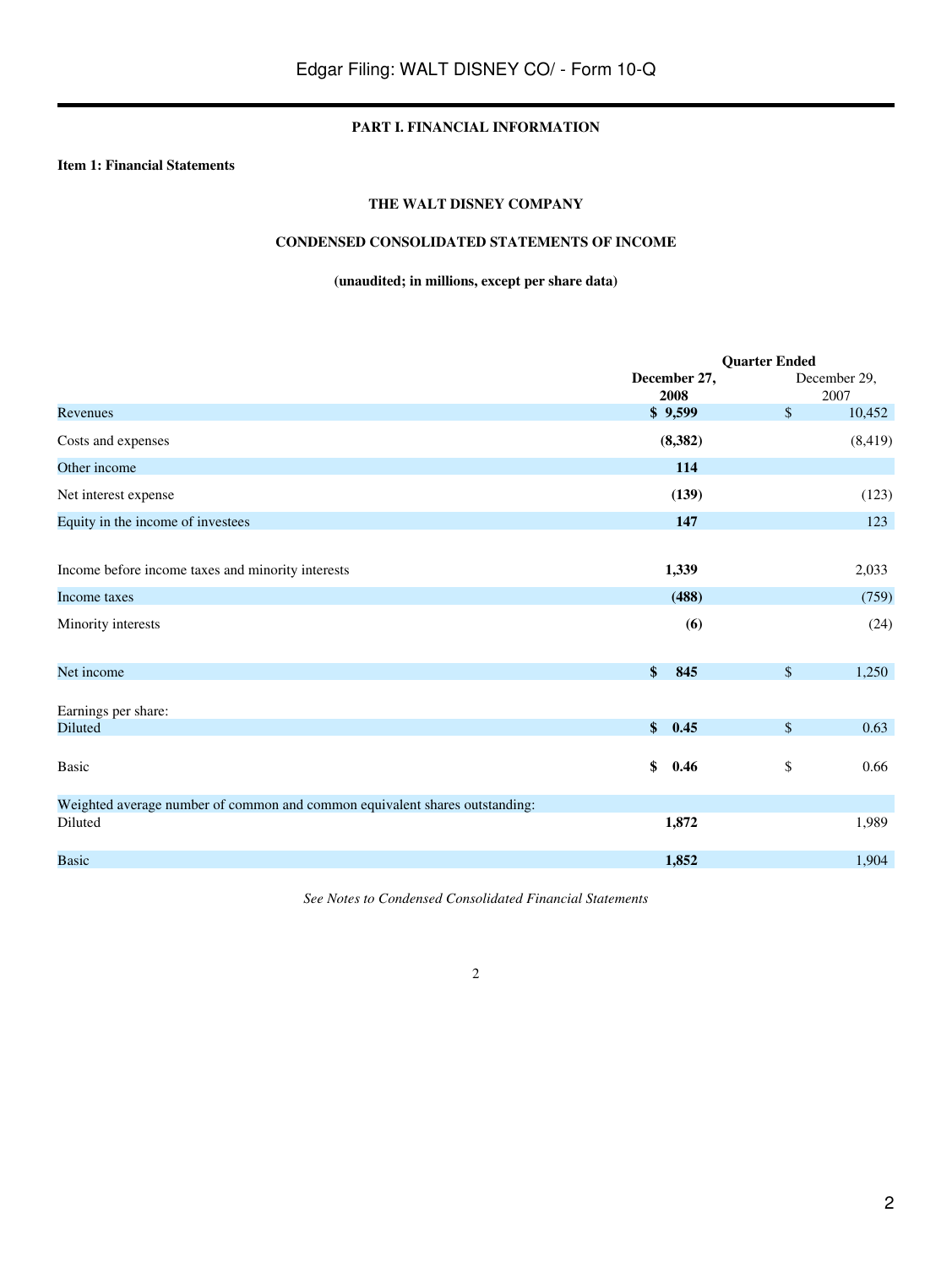**PART I. FINANCIAL INFORMATION**

**Item 1: Financial Statements**

**THE WALT DISNEY COMPANY**

**CONDENSED CONSOLIDATED STATEMENTS OF INCOME**

**(unaudited; in millions, except per share data)**

| | Quarter Ended | |
|---|---|---|
| | **December 27, 2008** | December 29, 2007 |
| Revenues | **$ 9,599** | $ 10,452 |
| Costs and expenses | **(8,382)** | (8,419) |
| Other income | **114** | |
| Net interest expense | **(139)** | (123) |
| Equity in the income of investees | **147** | 123 |
| Income before income taxes and minority interests | **1,339** | 2,033 |
| Income taxes | **(488)** | (759) |
| Minority interests | **(6)** | (24) |
| Net income | **$ 845** | $ 1,250 |
| Earnings per share: | | |
| Diluted | **$ 0.45** | $ 0.63 |
| Basic | **$ 0.46** | $ 0.66 |
| Weighted average number of common and common equivalent shares outstanding: | | |
| Diluted | **1,872** | 1,989 |
| Basic | **1,852** | 1,904 |

*See Notes to Condensed Consolidated Financial Statements*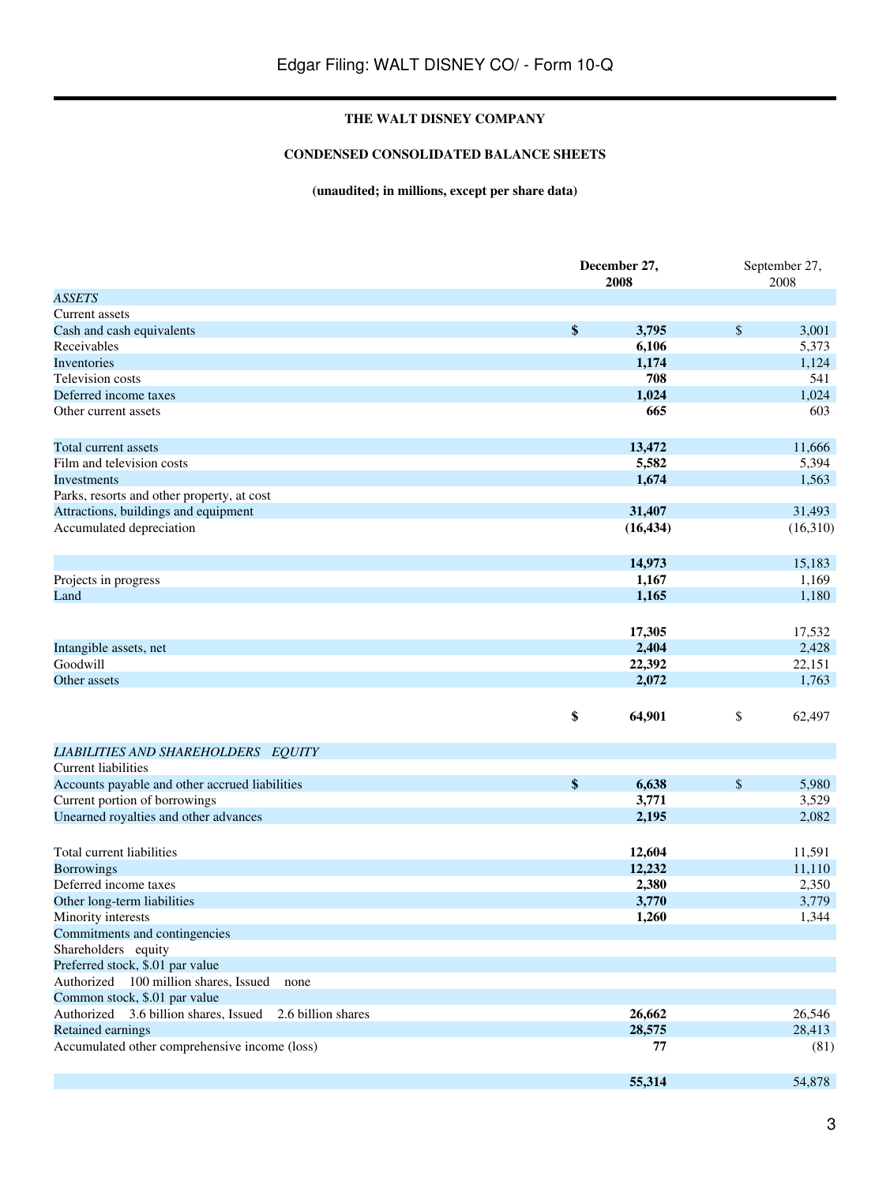**THE WALT DISNEY COMPANY**

**CONDENSED CONSOLIDATED BALANCE SHEETS**

**(unaudited; in millions, except per share data)**

| | December 27, 2008 | September 27, 2008 |
|---|---|---|
| *ASSETS* | | |
| Current assets | | |
| Cash and cash equivalents | $ 3,795 | $ 3,001 |
| Receivables | 6,106 | 5,373 |
| Inventories | 1,174 | 1,124 |
| Television costs | 708 | 541 |
| Deferred income taxes | 1,024 | 1,024 |
| Other current assets | 665 | 603 |
| Total current assets | 13,472 | 11,666 |
| Film and television costs | 5,582 | 5,394 |
| Investments | 1,674 | 1,563 |
| Parks, resorts and other property, at cost | | |
| Attractions, buildings and equipment | 31,407 | 31,493 |
| Accumulated depreciation | (16,434) | (16,310) |
| | 14,973 | 15,183 |
| Projects in progress | 1,167 | 1,169 |
| Land | 1,165 | 1,180 |
| | 17,305 | 17,532 |
| Intangible assets, net | 2,404 | 2,428 |
| Goodwill | 22,392 | 22,151 |
| Other assets | 2,072 | 1,763 |
| | $ 64,901 | $ 62,497 |
| *LIABILITIES AND SHAREHOLDERS EQUITY* | | |
| Current liabilities | | |
| Accounts payable and other accrued liabilities | $ 6,638 | $ 5,980 |
| Current portion of borrowings | 3,771 | 3,529 |
| Unearned royalties and other advances | 2,195 | 2,082 |
| Total current liabilities | 12,604 | 11,591 |
| Borrowings | 12,232 | 11,110 |
| Deferred income taxes | 2,380 | 2,350 |
| Other long-term liabilities | 3,770 | 3,779 |
| Minority interests | 1,260 | 1,344 |
| Commitments and contingencies | | |
| Shareholders equity | | |
| Preferred stock, $.01 par value | | |
| Authorized 100 million shares, Issued none | | |
| Common stock, $.01 par value | | |
| Authorized 3.6 billion shares, Issued 2.6 billion shares | 26,662 | 26,546 |
| Retained earnings | 28,575 | 28,413 |
| Accumulated other comprehensive income (loss) | 77 | (81) |
| | 55,314 | 54,878 |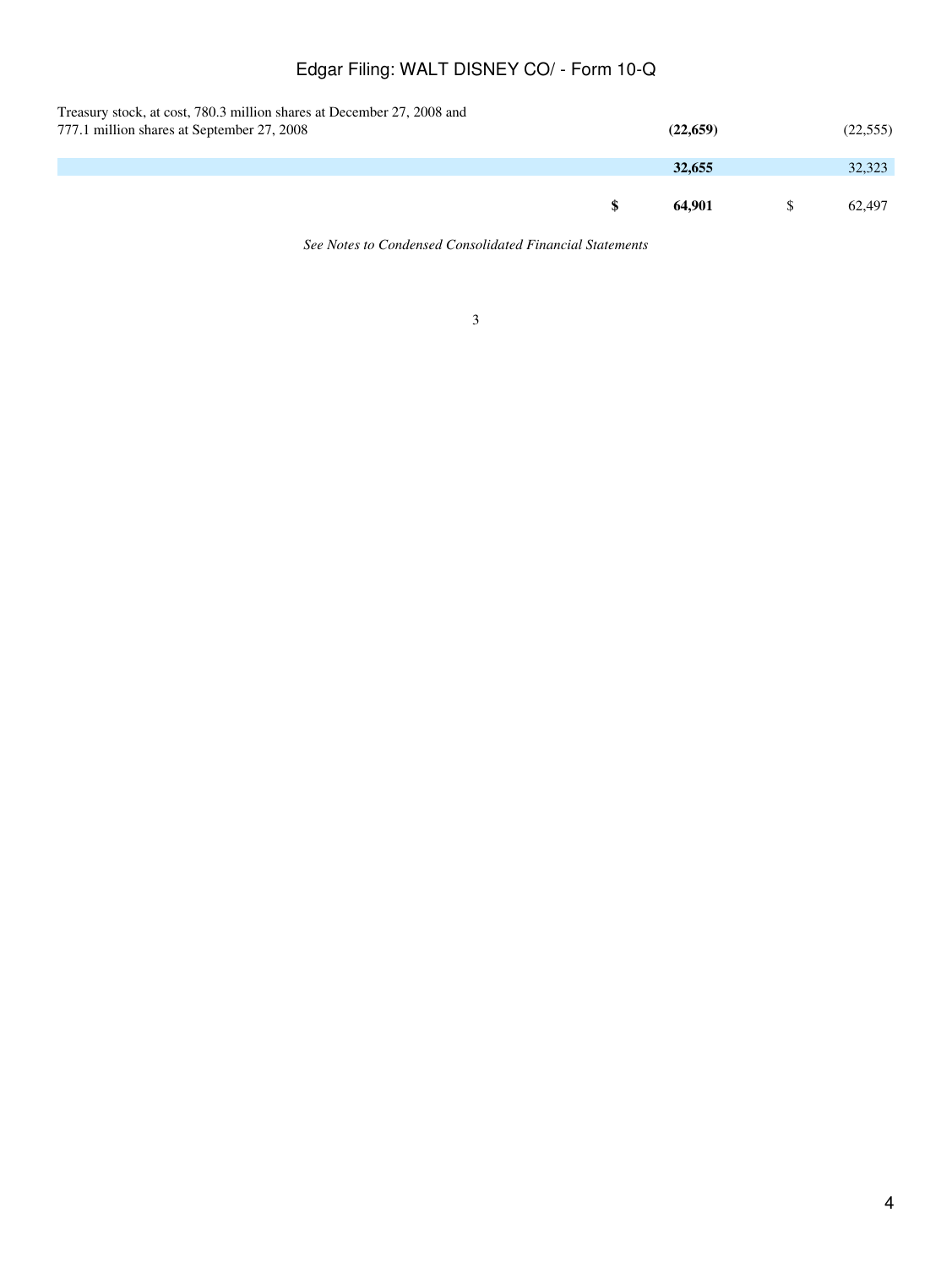| | December 27, 2008 | September 27, 2008 |
|---|---|---|
| Treasury stock, at cost, 780.3 million shares at December 27, 2008 and 777.1 million shares at September 27, 2008 | **(22,659)** | (22,555) |
| | **32,655** | 32,323 |
| | **$ 64,901** | $ 62,497 |

*See Notes to Condensed Consolidated Financial Statements*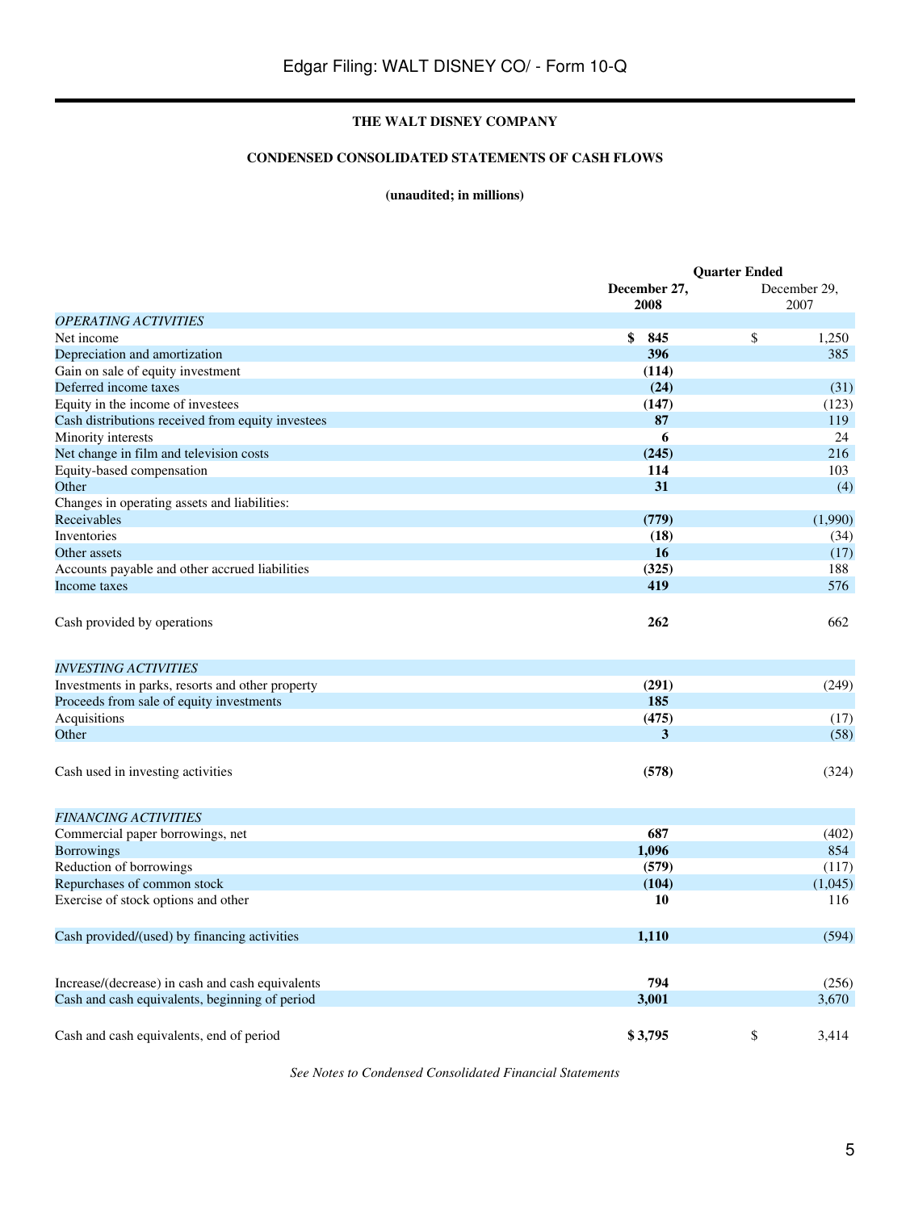**THE WALT DISNEY COMPANY**

**CONDENSED CONSOLIDATED STATEMENTS OF CASH FLOWS**

**(unaudited; in millions)**

| | Quarter Ended | |
|---|---|---|
| | **December 27, 2008** | December 29, 2007 |
| *OPERATING ACTIVITIES* | | |
| Net income | **$ 845** | $ 1,250 |
| Depreciation and amortization | **396** | 385 |
| Gain on sale of equity investment | **(114)** | |
| Deferred income taxes | **(24)** | (31) |
| Equity in the income of investees | **(147)** | (123) |
| Cash distributions received from equity investees | **87** | 119 |
| Minority interests | **6** | 24 |
| Net change in film and television costs | **(245)** | 216 |
| Equity-based compensation | **114** | 103 |
| Other | **31** | (4) |
| Changes in operating assets and liabilities: | | |
| Receivables | **(779)** | (1,990) |
| Inventories | **(18)** | (34) |
| Other assets | **16** | (17) |
| Accounts payable and other accrued liabilities | **(325)** | 188 |
| Income taxes | **419** | 576 |
| Cash provided by operations | **262** | 662 |
| *INVESTING ACTIVITIES* | | |
| Investments in parks, resorts and other property | **(291)** | (249) |
| Proceeds from sale of equity investments | **185** | |
| Acquisitions | **(475)** | (17) |
| Other | **3** | (58) |
| Cash used in investing activities | **(578)** | (324) |
| *FINANCING ACTIVITIES* | | |
| Commercial paper borrowings, net | **687** | (402) |
| Borrowings | **1,096** | 854 |
| Reduction of borrowings | **(579)** | (117) |
| Repurchases of common stock | **(104)** | (1,045) |
| Exercise of stock options and other | **10** | 116 |
| Cash provided/(used) by financing activities | **1,110** | (594) |
| Increase/(decrease) in cash and cash equivalents | **794** | (256) |
| Cash and cash equivalents, beginning of period | **3,001** | 3,670 |
| Cash and cash equivalents, end of period | **$ 3,795** | $ 3,414 |

*See Notes to Condensed Consolidated Financial Statements*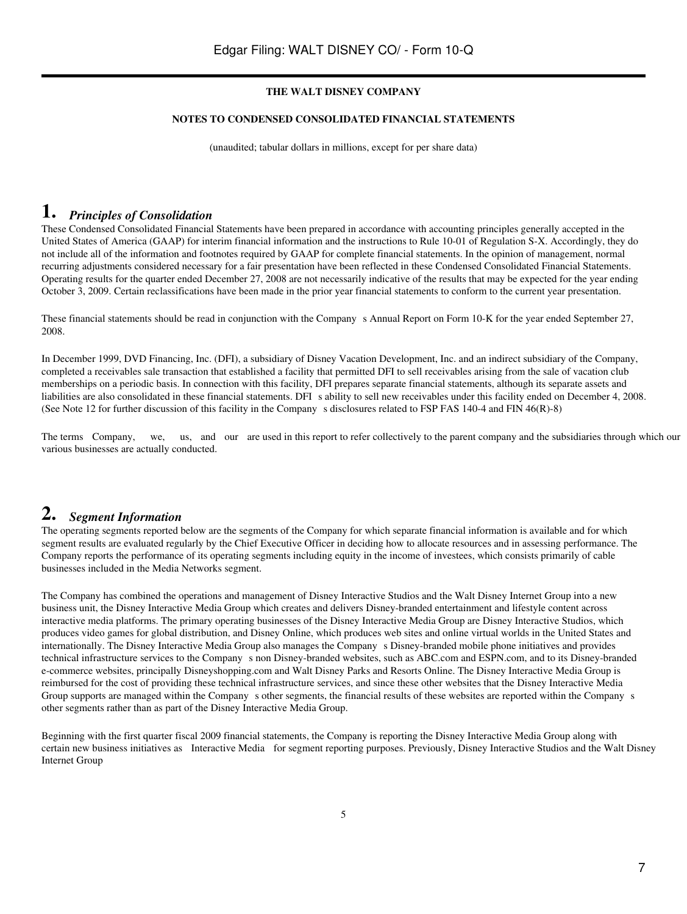**THE WALT DISNEY COMPANY**

**NOTES TO CONDENSED CONSOLIDATED FINANCIAL STATEMENTS**

(unaudited; tabular dollars in millions, except for per share data)

## 1. *Principles of Consolidation*

These Condensed Consolidated Financial Statements have been prepared in accordance with accounting principles generally accepted in the United States of America (GAAP) for interim financial information and the instructions to Rule 10-01 of Regulation S-X. Accordingly, they do not include all of the information and footnotes required by GAAP for complete financial statements. In the opinion of management, normal recurring adjustments considered necessary for a fair presentation have been reflected in these Condensed Consolidated Financial Statements. Operating results for the quarter ended December 27, 2008 are not necessarily indicative of the results that may be expected for the year ending October 3, 2009. Certain reclassifications have been made in the prior year financial statements to conform to the current year presentation.

These financial statements should be read in conjunction with the Company s Annual Report on Form 10-K for the year ended September 27, 2008.

In December 1999, DVD Financing, Inc. (DFI), a subsidiary of Disney Vacation Development, Inc. and an indirect subsidiary of the Company, completed a receivables sale transaction that established a facility that permitted DFI to sell receivables arising from the sale of vacation club memberships on a periodic basis. In connection with this facility, DFI prepares separate financial statements, although its separate assets and liabilities are also consolidated in these financial statements. DFI s ability to sell new receivables under this facility ended on December 4, 2008. (See Note 12 for further discussion of this facility in the Company s disclosures related to FSP FAS 140-4 and FIN 46(R)-8)

The terms Company, we, us, and our are used in this report to refer collectively to the parent company and the subsidiaries through which our various businesses are actually conducted.

## 2. *Segment Information*

The operating segments reported below are the segments of the Company for which separate financial information is available and for which segment results are evaluated regularly by the Chief Executive Officer in deciding how to allocate resources and in assessing performance. The Company reports the performance of its operating segments including equity in the income of investees, which consists primarily of cable businesses included in the Media Networks segment.

The Company has combined the operations and management of Disney Interactive Studios and the Walt Disney Internet Group into a new business unit, the Disney Interactive Media Group which creates and delivers Disney-branded entertainment and lifestyle content across interactive media platforms. The primary operating businesses of the Disney Interactive Media Group are Disney Interactive Studios, which produces video games for global distribution, and Disney Online, which produces web sites and online virtual worlds in the United States and internationally. The Disney Interactive Media Group also manages the Company s Disney-branded mobile phone initiatives and provides technical infrastructure services to the Company s non Disney-branded websites, such as ABC.com and ESPN.com, and to its Disney-branded e-commerce websites, principally Disneyshopping.com and Walt Disney Parks and Resorts Online. The Disney Interactive Media Group is reimbursed for the cost of providing these technical infrastructure services, and since these other websites that the Disney Interactive Media Group supports are managed within the Company s other segments, the financial results of these websites are reported within the Company s other segments rather than as part of the Disney Interactive Media Group.

Beginning with the first quarter fiscal 2009 financial statements, the Company is reporting the Disney Interactive Media Group along with certain new business initiatives as Interactive Media for segment reporting purposes. Previously, Disney Interactive Studios and the Walt Disney Internet Group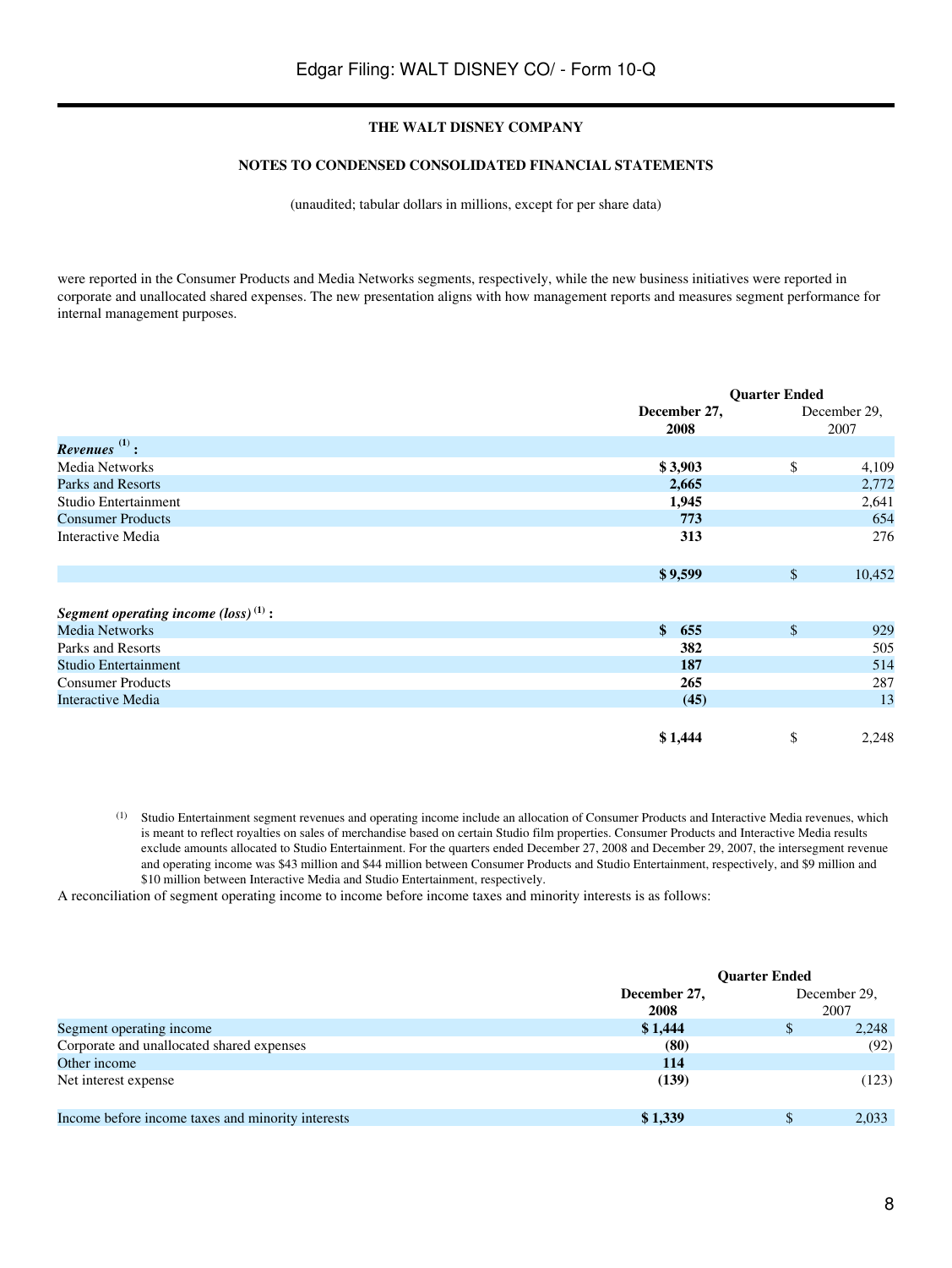**THE WALT DISNEY COMPANY**

**NOTES TO CONDENSED CONSOLIDATED FINANCIAL STATEMENTS**

(unaudited; tabular dollars in millions, except for per share data)

were reported in the Consumer Products and Media Networks segments, respectively, while the new business initiatives were reported in corporate and unallocated shared expenses. The new presentation aligns with how management reports and measures segment performance for internal management purposes.

| | Quarter Ended | |
|---|---|---|
| | **December 27, 2008** | December 29, 2007 |
| ***Revenues* [(1)] :** | | |
| Media Networks | **$ 3,903** | $ 4,109 |
| Parks and Resorts | **2,665** | 2,772 |
| Studio Entertainment | **1,945** | 2,641 |
| Consumer Products | **773** | 654 |
| Interactive Media | **313** | 276 |
| | **$ 9,599** | $ 10,452 |
| ***Segment operating income (loss)* [(1)] :** | | |
| Media Networks | **$ 655** | $ 929 |
| Parks and Resorts | **382** | 505 |
| Studio Entertainment | **187** | 514 |
| Consumer Products | **265** | 287 |
| Interactive Media | **(45)** | 13 |
| | **$ 1,444** | $ 2,248 |

(1) Studio Entertainment segment revenues and operating income include an allocation of Consumer Products and Interactive Media revenues, which is meant to reflect royalties on sales of merchandise based on certain Studio film properties. Consumer Products and Interactive Media results exclude amounts allocated to Studio Entertainment. For the quarters ended December 27, 2008 and December 29, 2007, the intersegment revenue and operating income was $43 million and $44 million between Consumer Products and Studio Entertainment, respectively, and $9 million and $10 million between Interactive Media and Studio Entertainment, respectively.

A reconciliation of segment operating income to income before income taxes and minority interests is as follows:

| | Quarter Ended | |
|---|---|---|
| | **December 27, 2008** | December 29, 2007 |
| Segment operating income | **$ 1,444** | $ 2,248 |
| Corporate and unallocated shared expenses | **(80)** | (92) |
| Other income | **114** | |
| Net interest expense | **(139)** | (123) |
| Income before income taxes and minority interests | **$ 1,339** | $ 2,033 |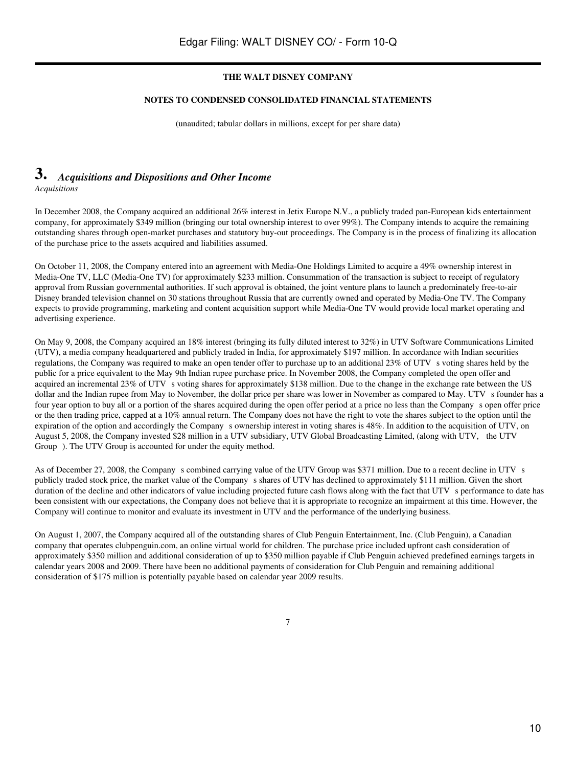**THE WALT DISNEY COMPANY**

**NOTES TO CONDENSED CONSOLIDATED FINANCIAL STATEMENTS**

(unaudited; tabular dollars in millions, except for per share data)

# 3. *Acquisitions and Dispositions and Other Income*

*Acquisitions*

In December 2008, the Company acquired an additional 26% interest in Jetix Europe N.V., a publicly traded pan-European kids entertainment company, for approximately $349 million (bringing our total ownership interest to over 99%). The Company intends to acquire the remaining outstanding shares through open-market purchases and statutory buy-out proceedings. The Company is in the process of finalizing its allocation of the purchase price to the assets acquired and liabilities assumed.

On October 11, 2008, the Company entered into an agreement with Media-One Holdings Limited to acquire a 49% ownership interest in Media-One TV, LLC (Media-One TV) for approximately $233 million. Consummation of the transaction is subject to receipt of regulatory approval from Russian governmental authorities. If such approval is obtained, the joint venture plans to launch a predominately free-to-air Disney branded television channel on 30 stations throughout Russia that are currently owned and operated by Media-One TV. The Company expects to provide programming, marketing and content acquisition support while Media-One TV would provide local market operating and advertising experience.

On May 9, 2008, the Company acquired an 18% interest (bringing its fully diluted interest to 32%) in UTV Software Communications Limited (UTV), a media company headquartered and publicly traded in India, for approximately $197 million. In accordance with Indian securities regulations, the Company was required to make an open tender offer to purchase up to an additional 23% of UTV s voting shares held by the public for a price equivalent to the May 9th Indian rupee purchase price. In November 2008, the Company completed the open offer and acquired an incremental 23% of UTV s voting shares for approximately $138 million. Due to the change in the exchange rate between the US dollar and the Indian rupee from May to November, the dollar price per share was lower in November as compared to May. UTV s founder has a four year option to buy all or a portion of the shares acquired during the open offer period at a price no less than the Company s open offer price or the then trading price, capped at a 10% annual return. The Company does not have the right to vote the shares subject to the option until the expiration of the option and accordingly the Company s ownership interest in voting shares is 48%. In addition to the acquisition of UTV, on August 5, 2008, the Company invested $28 million in a UTV subsidiary, UTV Global Broadcasting Limited, (along with UTV, the UTV Group ). The UTV Group is accounted for under the equity method.

As of December 27, 2008, the Company s combined carrying value of the UTV Group was $371 million. Due to a recent decline in UTV s publicly traded stock price, the market value of the Company s shares of UTV has declined to approximately $111 million. Given the short duration of the decline and other indicators of value including projected future cash flows along with the fact that UTV s performance to date has been consistent with our expectations, the Company does not believe that it is appropriate to recognize an impairment at this time. However, the Company will continue to monitor and evaluate its investment in UTV and the performance of the underlying business.

On August 1, 2007, the Company acquired all of the outstanding shares of Club Penguin Entertainment, Inc. (Club Penguin), a Canadian company that operates clubpenguin.com, an online virtual world for children. The purchase price included upfront cash consideration of approximately $350 million and additional consideration of up to $350 million payable if Club Penguin achieved predefined earnings targets in calendar years 2008 and 2009. There have been no additional payments of consideration for Club Penguin and remaining additional consideration of $175 million is potentially payable based on calendar year 2009 results.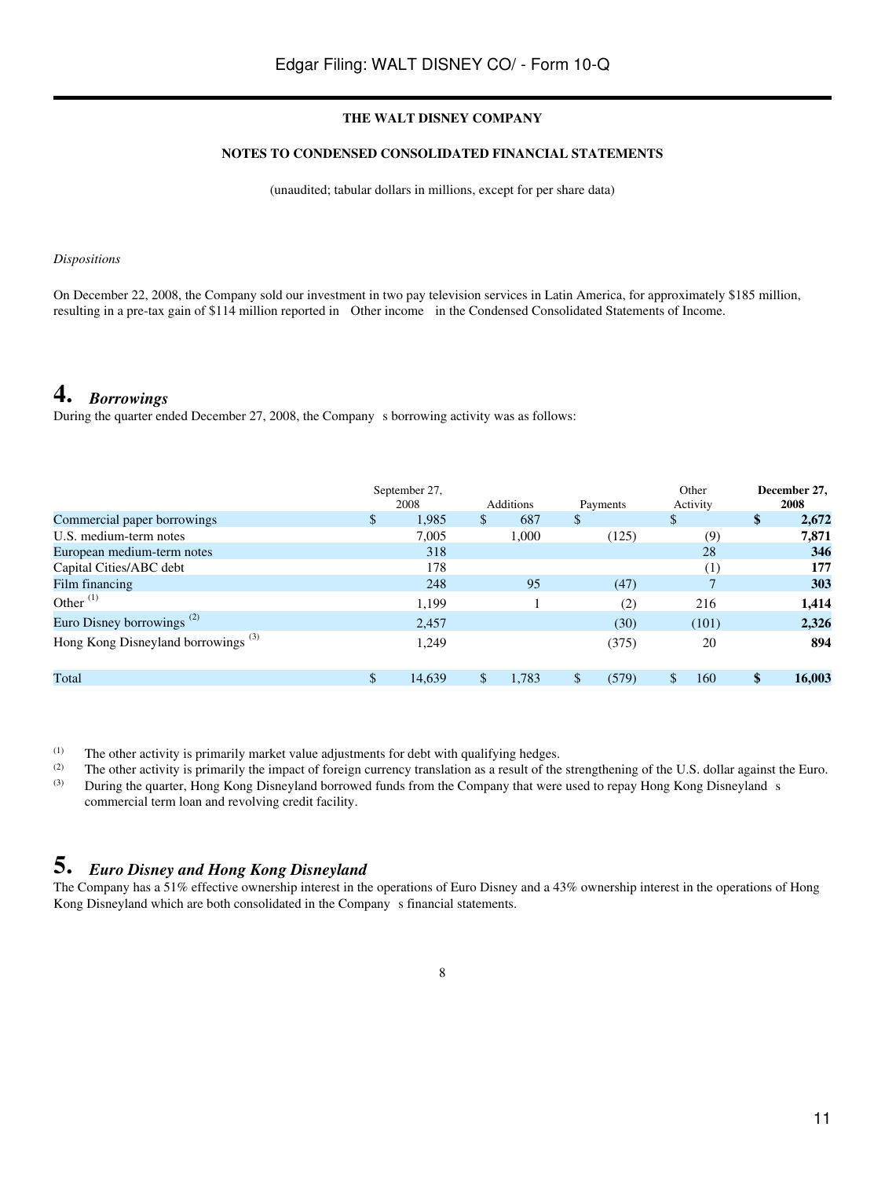**THE WALT DISNEY COMPANY**

**NOTES TO CONDENSED CONSOLIDATED FINANCIAL STATEMENTS**

(unaudited; tabular dollars in millions, except for per share data)

*Dispositions*

On December 22, 2008, the Company sold our investment in two pay television services in Latin America, for approximately $185 million, resulting in a pre-tax gain of $114 million reported in Other income in the Condensed Consolidated Statements of Income.

## 4. *Borrowings*

During the quarter ended December 27, 2008, the Company s borrowing activity was as follows:

| | September 27, 2008 | Additions | Payments | Other Activity | **December 27, 2008** |
|---|---|---|---|---|---|
| Commercial paper borrowings | $ 1,985 | $ 687 | $ | $ | **$ 2,672** |
| U.S. medium-term notes | 7,005 | 1,000 | (125) | (9) | **7,871** |
| European medium-term notes | 318 | | | 28 | **346** |
| Capital Cities/ABC debt | 178 | | | (1) | **177** |
| Film financing | 248 | 95 | (47) | 7 | **303** |
| Other [(1)] | 1,199 | 1 | (2) | 216 | **1,414** |
| Euro Disney borrowings [(2)] | 2,457 | | (30) | (101) | **2,326** |
| Hong Kong Disneyland borrowings [(3)] | 1,249 | | (375) | 20 | **894** |
| Total | $ 14,639 | $ 1,783 | $ (579) | $ 160 | **$ 16,003** |

(1) The other activity is primarily market value adjustments for debt with qualifying hedges.

(2) The other activity is primarily the impact of foreign currency translation as a result of the strengthening of the U.S. dollar against the Euro.

(3) During the quarter, Hong Kong Disneyland borrowed funds from the Company that were used to repay Hong Kong Disneyland s commercial term loan and revolving credit facility.

## 5. *Euro Disney and Hong Kong Disneyland*

The Company has a 51% effective ownership interest in the operations of Euro Disney and a 43% ownership interest in the operations of Hong Kong Disneyland which are both consolidated in the Company s financial statements.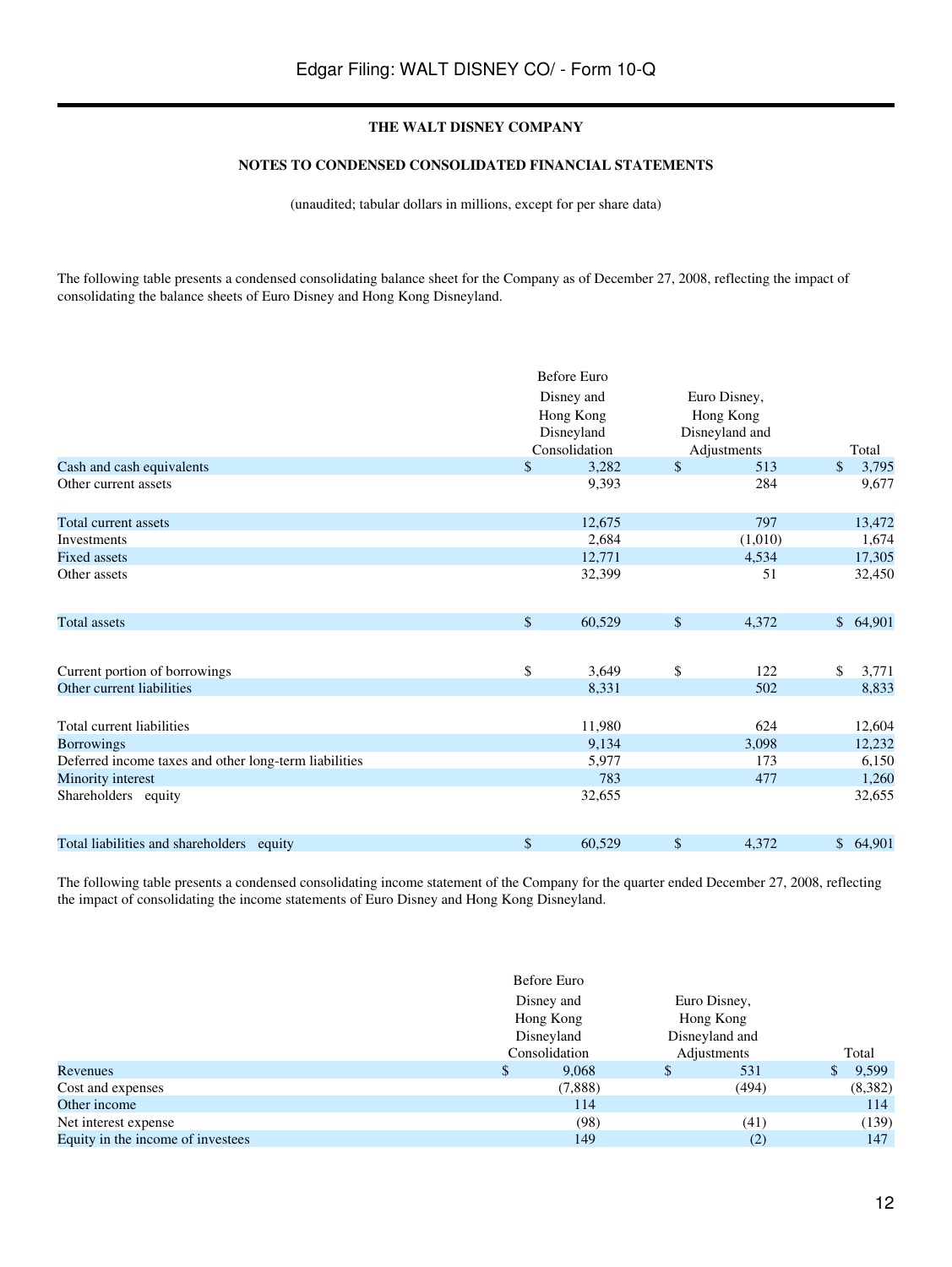**THE WALT DISNEY COMPANY**

**NOTES TO CONDENSED CONSOLIDATED FINANCIAL STATEMENTS**

(unaudited; tabular dollars in millions, except for per share data)

The following table presents a condensed consolidating balance sheet for the Company as of December 27, 2008, reflecting the impact of consolidating the balance sheets of Euro Disney and Hong Kong Disneyland.

| | Before Euro Disney and Hong Kong Disneyland Consolidation | Euro Disney, Hong Kong Disneyland and Adjustments | Total |
|---|---|---|---|
| Cash and cash equivalents | $ 3,282 | $ 513 | $ 3,795 |
| Other current assets | 9,393 | 284 | 9,677 |
| Total current assets | 12,675 | 797 | 13,472 |
| Investments | 2,684 | (1,010) | 1,674 |
| Fixed assets | 12,771 | 4,534 | 17,305 |
| Other assets | 32,399 | 51 | 32,450 |
| Total assets | $ 60,529 | $ 4,372 | $ 64,901 |
| Current portion of borrowings | $ 3,649 | $ 122 | $ 3,771 |
| Other current liabilities | 8,331 | 502 | 8,833 |
| Total current liabilities | 11,980 | 624 | 12,604 |
| Borrowings | 9,134 | 3,098 | 12,232 |
| Deferred income taxes and other long-term liabilities | 5,977 | 173 | 6,150 |
| Minority interest | 783 | 477 | 1,260 |
| Shareholders equity | 32,655 | | 32,655 |
| Total liabilities and shareholders equity | $ 60,529 | $ 4,372 | $ 64,901 |

The following table presents a condensed consolidating income statement of the Company for the quarter ended December 27, 2008, reflecting the impact of consolidating the income statements of Euro Disney and Hong Kong Disneyland.

| | Before Euro Disney and Hong Kong Disneyland Consolidation | Euro Disney, Hong Kong Disneyland and Adjustments | Total |
|---|---|---|---|
| Revenues | $ 9,068 | $ 531 | $ 9,599 |
| Cost and expenses | (7,888) | (494) | (8,382) |
| Other income | 114 | | 114 |
| Net interest expense | (98) | (41) | (139) |
| Equity in the income of investees | 149 | (2) | 147 |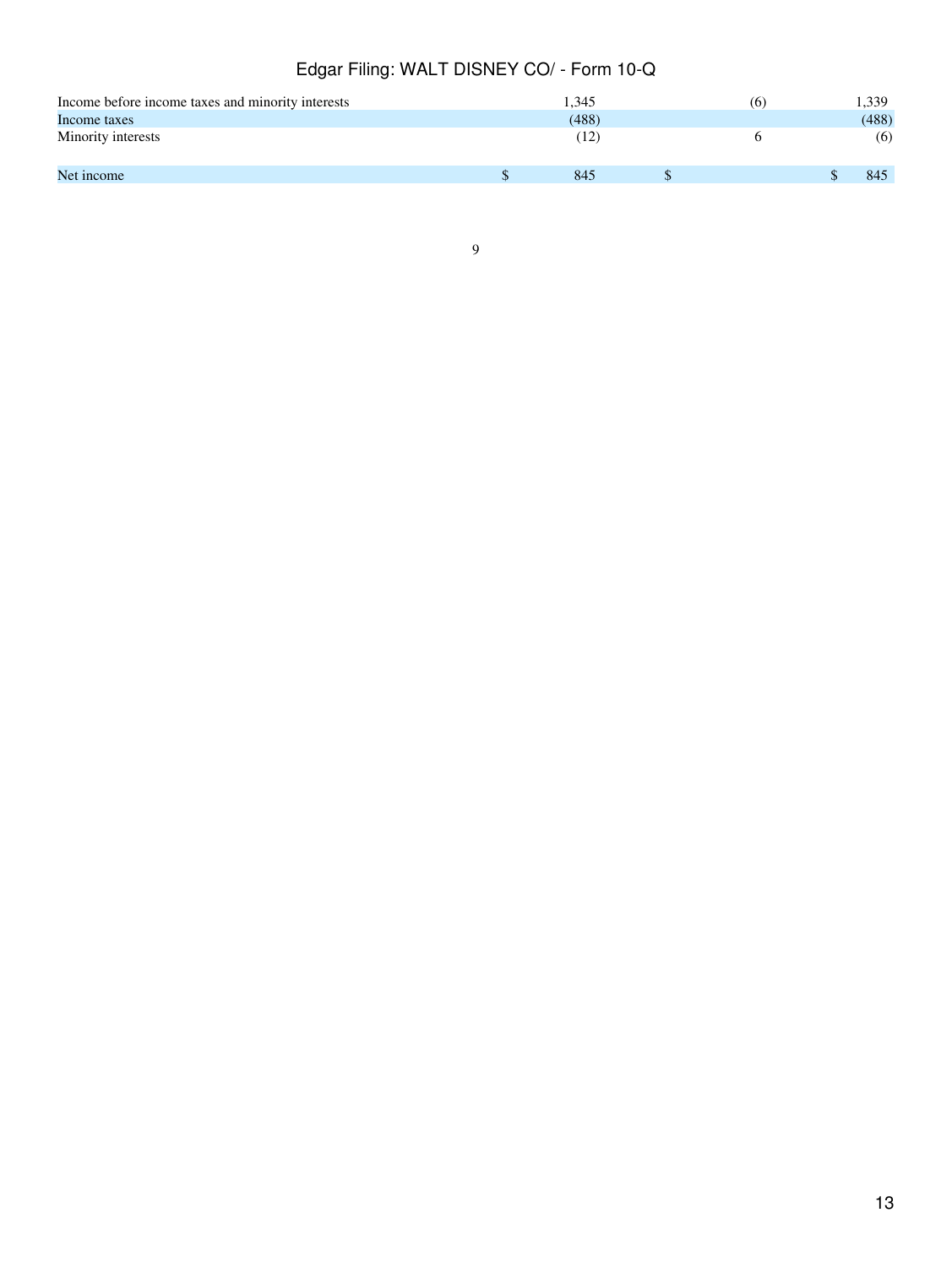| | | | |
|---|---|---|---|
| Income before income taxes and minority interests | 1,345 | (6) | 1,339 |
| Income taxes | (488) | | (488) |
| Minority interests | (12) | 6 | (6) |
| Net income | $ 845 | $ | $ 845 |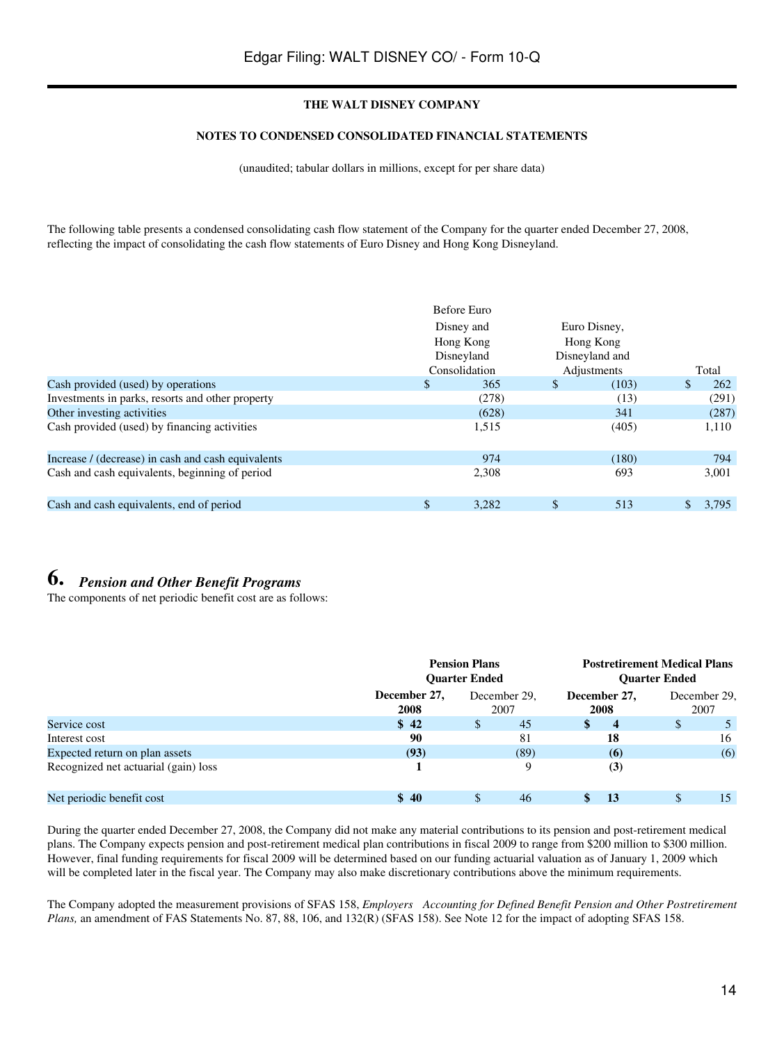**THE WALT DISNEY COMPANY**

**NOTES TO CONDENSED CONSOLIDATED FINANCIAL STATEMENTS**

(unaudited; tabular dollars in millions, except for per share data)

The following table presents a condensed consolidating cash flow statement of the Company for the quarter ended December 27, 2008, reflecting the impact of consolidating the cash flow statements of Euro Disney and Hong Kong Disneyland.

| | Before Euro Disney and Hong Kong Disneyland Consolidation | Euro Disney, Hong Kong Disneyland and Adjustments | Total |
|---|---|---|---|
| Cash provided (used) by operations | $ 365 | $ (103) | $ 262 |
| Investments in parks, resorts and other property | (278) | (13) | (291) |
| Other investing activities | (628) | 341 | (287) |
| Cash provided (used) by financing activities | 1,515 | (405) | 1,110 |
| Increase / (decrease) in cash and cash equivalents | 974 | (180) | 794 |
| Cash and cash equivalents, beginning of period | 2,308 | 693 | 3,001 |
| Cash and cash equivalents, end of period | $ 3,282 | $ 513 | $ 3,795 |

# 6. *Pension and Other Benefit Programs*

The components of net periodic benefit cost are as follows:

| | **Pension Plans Quarter Ended** | | **Postretirement Medical Plans Quarter Ended** | |
|---|---|---|---|---|
| | **December 27, 2008** | December 29, 2007 | **December 27, 2008** | December 29, 2007 |
| Service cost | **$ 42** | $ 45 | **$ 4** | $ 5 |
| Interest cost | **90** | 81 | **18** | 16 |
| Expected return on plan assets | **(93)** | (89) | **(6)** | (6) |
| Recognized net actuarial (gain) loss | **1** | 9 | **(3)** | |
| Net periodic benefit cost | **$ 40** | $ 46 | **$ 13** | $ 15 |

During the quarter ended December 27, 2008, the Company did not make any material contributions to its pension and post-retirement medical plans. The Company expects pension and post-retirement medical plan contributions in fiscal 2009 to range from $200 million to $300 million. However, final funding requirements for fiscal 2009 will be determined based on our funding actuarial valuation as of January 1, 2009 which will be completed later in the fiscal year. The Company may also make discretionary contributions above the minimum requirements.

The Company adopted the measurement provisions of SFAS 158, *Employers Accounting for Defined Benefit Pension and Other Postretirement Plans,* an amendment of FAS Statements No. 87, 88, 106, and 132(R) (SFAS 158). See Note 12 for the impact of adopting SFAS 158.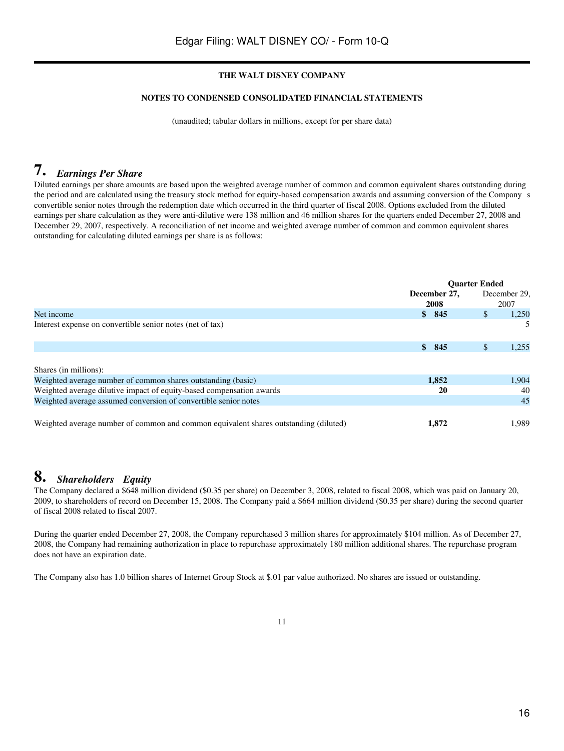# THE WALT DISNEY COMPANY

## NOTES TO CONDENSED CONSOLIDATED FINANCIAL STATEMENTS

(unaudited; tabular dollars in millions, except for per share data)

## 7. *Earnings Per Share*

Diluted earnings per share amounts are based upon the weighted average number of common and common equivalent shares outstanding during the period and are calculated using the treasury stock method for equity-based compensation awards and assuming conversion of the Company s convertible senior notes through the redemption date which occurred in the third quarter of fiscal 2008. Options excluded from the diluted earnings per share calculation as they were anti-dilutive were 138 million and 46 million shares for the quarters ended December 27, 2008 and December 29, 2007, respectively. A reconciliation of net income and weighted average number of common and common equivalent shares outstanding for calculating diluted earnings per share is as follows:

| | Quarter Ended | |
|---|---|---|
| | **December 27, 2008** | December 29, 2007 |
| Net income | **$ 845** | $ 1,250 |
| Interest expense on convertible senior notes (net of tax) | | 5 |
| | **$ 845** | $ 1,255 |
| Shares (in millions): | | |
| Weighted average number of common shares outstanding (basic) | **1,852** | 1,904 |
| Weighted average dilutive impact of equity-based compensation awards | **20** | 40 |
| Weighted average assumed conversion of convertible senior notes | | 45 |
| Weighted average number of common and common equivalent shares outstanding (diluted) | **1,872** | 1,989 |

## 8. *Shareholders Equity*

The Company declared a $648 million dividend ($0.35 per share) on December 3, 2008, related to fiscal 2008, which was paid on January 20, 2009, to shareholders of record on December 15, 2008. The Company paid a $664 million dividend ($0.35 per share) during the second quarter of fiscal 2008 related to fiscal 2007.

During the quarter ended December 27, 2008, the Company repurchased 3 million shares for approximately $104 million. As of December 27, 2008, the Company had remaining authorization in place to repurchase approximately 180 million additional shares. The repurchase program does not have an expiration date.

The Company also has 1.0 billion shares of Internet Group Stock at $.01 par value authorized. No shares are issued or outstanding.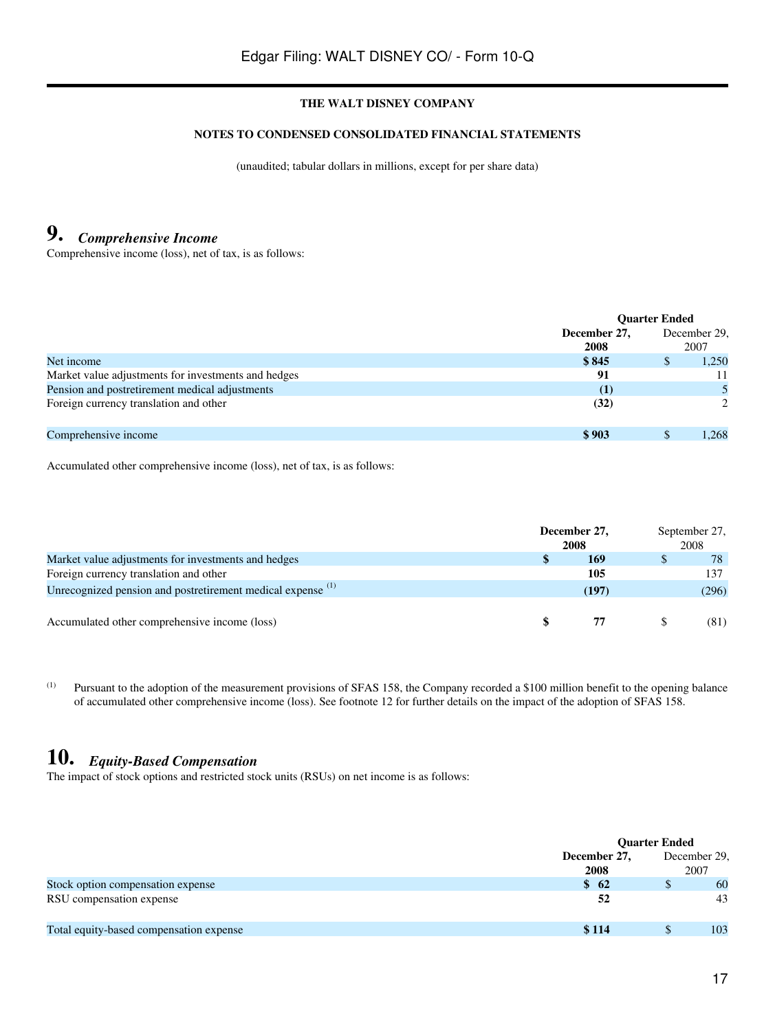**THE WALT DISNEY COMPANY**

**NOTES TO CONDENSED CONSOLIDATED FINANCIAL STATEMENTS**

(unaudited; tabular dollars in millions, except for per share data)

## 9. *Comprehensive Income*

Comprehensive income (loss), net of tax, is as follows:

| | Quarter Ended | |
|---|---|---|
| | **December 27, 2008** | December 29, 2007 |
| Net income | **$ 845** | $ 1,250 |
| Market value adjustments for investments and hedges | **91** | 11 |
| Pension and postretirement medical adjustments | **(1)** | 5 |
| Foreign currency translation and other | **(32)** | 2 |
| Comprehensive income | **$ 903** | $ 1,268 |

Accumulated other comprehensive income (loss), net of tax, is as follows:

| | **December 27, 2008** | September 27, 2008 |
|---|---|---|
| Market value adjustments for investments and hedges | **$ 169** | $ 78 |
| Foreign currency translation and other | **105** | 137 |
| Unrecognized pension and postretirement medical expense [(1)] | **(197)** | (296) |
| Accumulated other comprehensive income (loss) | **$ 77** | $ (81) |

(1) Pursuant to the adoption of the measurement provisions of SFAS 158, the Company recorded a $100 million benefit to the opening balance of accumulated other comprehensive income (loss). See footnote 12 for further details on the impact of the adoption of SFAS 158.

## 10. *Equity-Based Compensation*

The impact of stock options and restricted stock units (RSUs) on net income is as follows:

| | Quarter Ended | |
|---|---|---|
| | **December 27, 2008** | December 29, 2007 |
| Stock option compensation expense | **$ 62** | $ 60 |
| RSU compensation expense | **52** | 43 |
| Total equity-based compensation expense | **$ 114** | $ 103 |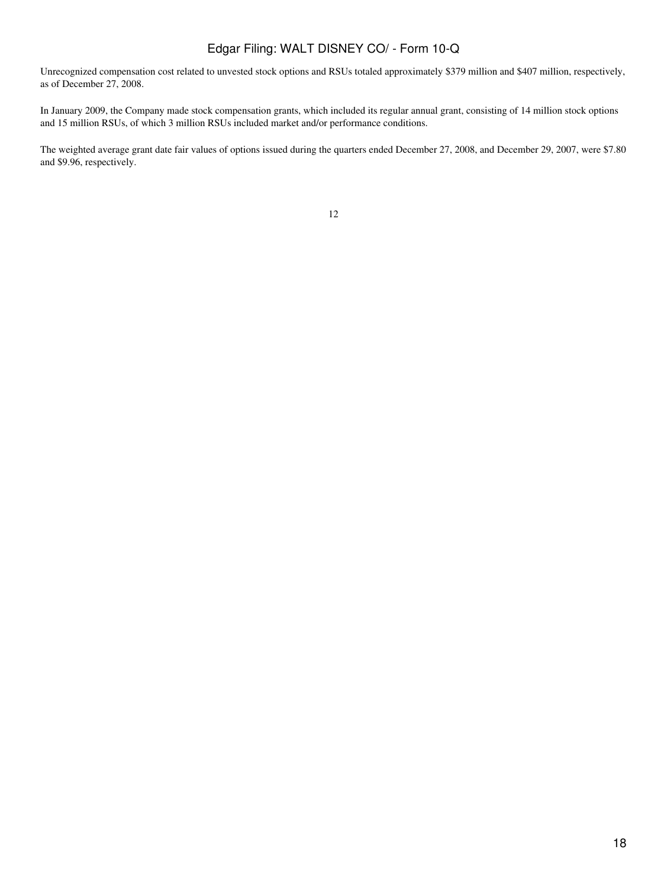Unrecognized compensation cost related to unvested stock options and RSUs totaled approximately $379 million and $407 million, respectively, as of December 27, 2008.

In January 2009, the Company made stock compensation grants, which included its regular annual grant, consisting of 14 million stock options and 15 million RSUs, of which 3 million RSUs included market and/or performance conditions.

The weighted average grant date fair values of options issued during the quarters ended December 27, 2008, and December 29, 2007, were $7.80 and $9.96, respectively.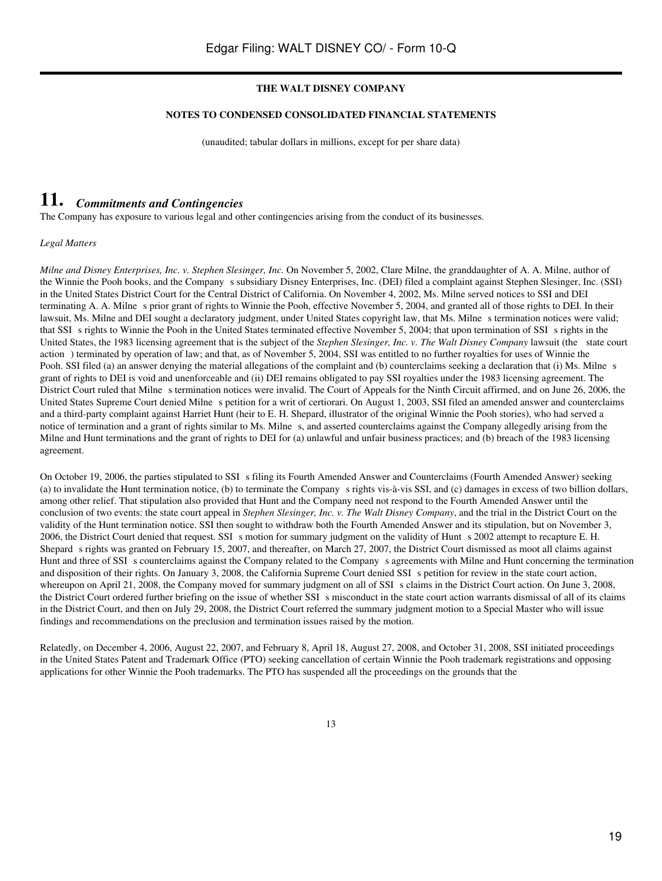**THE WALT DISNEY COMPANY**

**NOTES TO CONDENSED CONSOLIDATED FINANCIAL STATEMENTS**

(unaudited; tabular dollars in millions, except for per share data)

# 11. *Commitments and Contingencies*

The Company has exposure to various legal and other contingencies arising from the conduct of its businesses.

*Legal Matters*

*Milne and Disney Enterprises, Inc. v. Stephen Slesinger, Inc.* On November 5, 2002, Clare Milne, the granddaughter of A. A. Milne, author of the Winnie the Pooh books, and the Company s subsidiary Disney Enterprises, Inc. (DEI) filed a complaint against Stephen Slesinger, Inc. (SSI) in the United States District Court for the Central District of California. On November 4, 2002, Ms. Milne served notices to SSI and DEI terminating A. A. Milne s prior grant of rights to Winnie the Pooh, effective November 5, 2004, and granted all of those rights to DEI. In their lawsuit, Ms. Milne and DEI sought a declaratory judgment, under United States copyright law, that Ms. Milne s termination notices were valid; that SSI s rights to Winnie the Pooh in the United States terminated effective November 5, 2004; that upon termination of SSI s rights in the United States, the 1983 licensing agreement that is the subject of the *Stephen Slesinger, Inc. v. The Walt Disney Company* lawsuit (the state court action ) terminated by operation of law; and that, as of November 5, 2004, SSI was entitled to no further royalties for uses of Winnie the Pooh. SSI filed (a) an answer denying the material allegations of the complaint and (b) counterclaims seeking a declaration that (i) Ms. Milne s grant of rights to DEI is void and unenforceable and (ii) DEI remains obligated to pay SSI royalties under the 1983 licensing agreement. The District Court ruled that Milne s termination notices were invalid. The Court of Appeals for the Ninth Circuit affirmed, and on June 26, 2006, the United States Supreme Court denied Milne s petition for a writ of certiorari. On August 1, 2003, SSI filed an amended answer and counterclaims and a third-party complaint against Harriet Hunt (heir to E. H. Shepard, illustrator of the original Winnie the Pooh stories), who had served a notice of termination and a grant of rights similar to Ms. Milne s, and asserted counterclaims against the Company allegedly arising from the Milne and Hunt terminations and the grant of rights to DEI for (a) unlawful and unfair business practices; and (b) breach of the 1983 licensing agreement.

On October 19, 2006, the parties stipulated to SSI s filing its Fourth Amended Answer and Counterclaims (Fourth Amended Answer) seeking (a) to invalidate the Hunt termination notice, (b) to terminate the Company s rights vis-à-vis SSI, and (c) damages in excess of two billion dollars, among other relief. That stipulation also provided that Hunt and the Company need not respond to the Fourth Amended Answer until the conclusion of two events: the state court appeal in *Stephen Slesinger, Inc. v. The Walt Disney Company*, and the trial in the District Court on the validity of the Hunt termination notice. SSI then sought to withdraw both the Fourth Amended Answer and its stipulation, but on November 3, 2006, the District Court denied that request. SSI s motion for summary judgment on the validity of Hunt s 2002 attempt to recapture E. H. Shepard s rights was granted on February 15, 2007, and thereafter, on March 27, 2007, the District Court dismissed as moot all claims against Hunt and three of SSI s counterclaims against the Company related to the Company s agreements with Milne and Hunt concerning the termination and disposition of their rights. On January 3, 2008, the California Supreme Court denied SSI s petition for review in the state court action, whereupon on April 21, 2008, the Company moved for summary judgment on all of SSI s claims in the District Court action. On June 3, 2008, the District Court ordered further briefing on the issue of whether SSI s misconduct in the state court action warrants dismissal of all of its claims in the District Court, and then on July 29, 2008, the District Court referred the summary judgment motion to a Special Master who will issue findings and recommendations on the preclusion and termination issues raised by the motion.

Relatedly, on December 4, 2006, August 22, 2007, and February 8, April 18, August 27, 2008, and October 31, 2008, SSI initiated proceedings in the United States Patent and Trademark Office (PTO) seeking cancellation of certain Winnie the Pooh trademark registrations and opposing applications for other Winnie the Pooh trademarks. The PTO has suspended all the proceedings on the grounds that the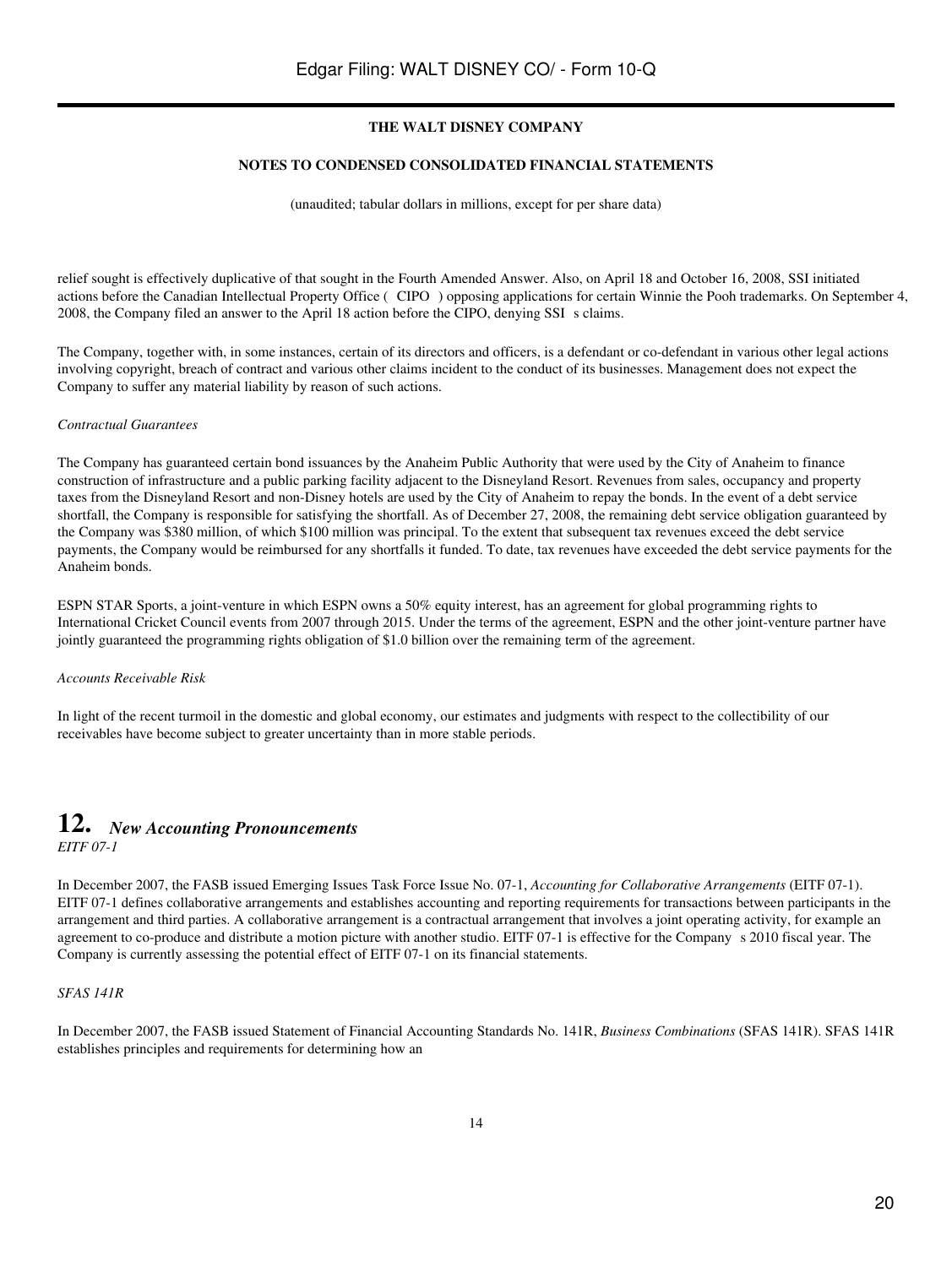relief sought is effectively duplicative of that sought in the Fourth Amended Answer. Also, on April 18 and October 16, 2008, SSI initiated actions before the Canadian Intellectual Property Office ( CIPO ) opposing applications for certain Winnie the Pooh trademarks. On September 4, 2008, the Company filed an answer to the April 18 action before the CIPO, denying SSI s claims.

The Company, together with, in some instances, certain of its directors and officers, is a defendant or co-defendant in various other legal actions involving copyright, breach of contract and various other claims incident to the conduct of its businesses. Management does not expect the Company to suffer any material liability by reason of such actions.

*Contractual Guarantees*

The Company has guaranteed certain bond issuances by the Anaheim Public Authority that were used by the City of Anaheim to finance construction of infrastructure and a public parking facility adjacent to the Disneyland Resort. Revenues from sales, occupancy and property taxes from the Disneyland Resort and non-Disney hotels are used by the City of Anaheim to repay the bonds. In the event of a debt service shortfall, the Company is responsible for satisfying the shortfall. As of December 27, 2008, the remaining debt service obligation guaranteed by the Company was $380 million, of which $100 million was principal. To the extent that subsequent tax revenues exceed the debt service payments, the Company would be reimbursed for any shortfalls it funded. To date, tax revenues have exceeded the debt service payments for the Anaheim bonds.

ESPN STAR Sports, a joint-venture in which ESPN owns a 50% equity interest, has an agreement for global programming rights to International Cricket Council events from 2007 through 2015. Under the terms of the agreement, ESPN and the other joint-venture partner have jointly guaranteed the programming rights obligation of $1.0 billion over the remaining term of the agreement.

*Accounts Receivable Risk*

In light of the recent turmoil in the domestic and global economy, our estimates and judgments with respect to the collectibility of our receivables have become subject to greater uncertainty than in more stable periods.

## 12. *New Accounting Pronouncements*

*EITF 07-1*

In December 2007, the FASB issued Emerging Issues Task Force Issue No. 07-1, *Accounting for Collaborative Arrangements* (EITF 07-1). EITF 07-1 defines collaborative arrangements and establishes accounting and reporting requirements for transactions between participants in the arrangement and third parties. A collaborative arrangement is a contractual arrangement that involves a joint operating activity, for example an agreement to co-produce and distribute a motion picture with another studio. EITF 07-1 is effective for the Company s 2010 fiscal year. The Company is currently assessing the potential effect of EITF 07-1 on its financial statements.

*SFAS 141R*

In December 2007, the FASB issued Statement of Financial Accounting Standards No. 141R, *Business Combinations* (SFAS 141R). SFAS 141R establishes principles and requirements for determining how an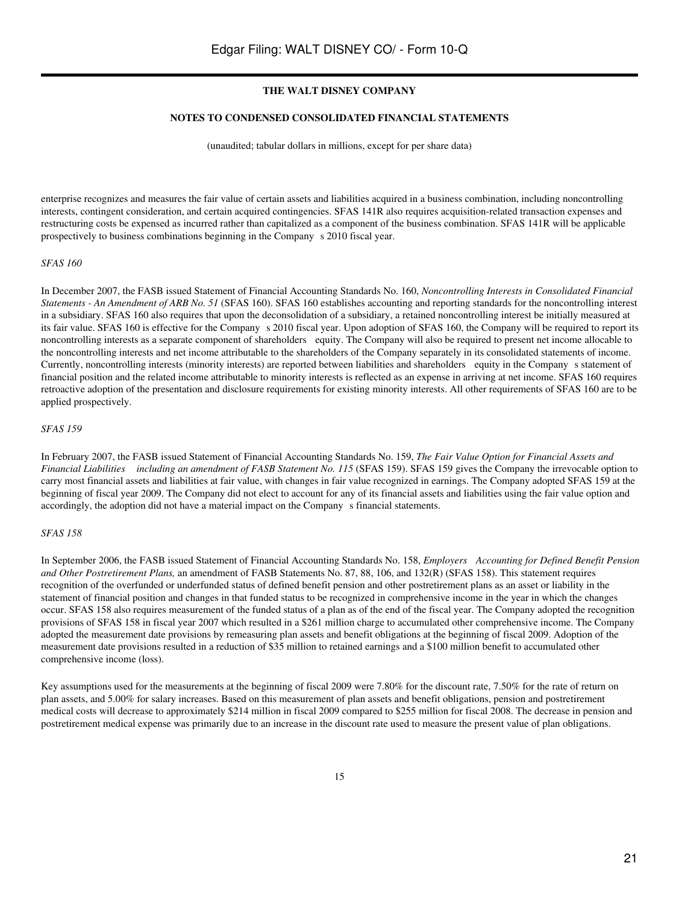enterprise recognizes and measures the fair value of certain assets and liabilities acquired in a business combination, including noncontrolling interests, contingent consideration, and certain acquired contingencies. SFAS 141R also requires acquisition-related transaction expenses and restructuring costs be expensed as incurred rather than capitalized as a component of the business combination. SFAS 141R will be applicable prospectively to business combinations beginning in the Company s 2010 fiscal year.

*SFAS 160*

In December 2007, the FASB issued Statement of Financial Accounting Standards No. 160, *Noncontrolling Interests in Consolidated Financial Statements - An Amendment of ARB No. 51* (SFAS 160). SFAS 160 establishes accounting and reporting standards for the noncontrolling interest in a subsidiary. SFAS 160 also requires that upon the deconsolidation of a subsidiary, a retained noncontrolling interest be initially measured at its fair value. SFAS 160 is effective for the Company s 2010 fiscal year. Upon adoption of SFAS 160, the Company will be required to report its noncontrolling interests as a separate component of shareholders equity. The Company will also be required to present net income allocable to the noncontrolling interests and net income attributable to the shareholders of the Company separately in its consolidated statements of income. Currently, noncontrolling interests (minority interests) are reported between liabilities and shareholders equity in the Company s statement of financial position and the related income attributable to minority interests is reflected as an expense in arriving at net income. SFAS 160 requires retroactive adoption of the presentation and disclosure requirements for existing minority interests. All other requirements of SFAS 160 are to be applied prospectively.

*SFAS 159*

In February 2007, the FASB issued Statement of Financial Accounting Standards No. 159, *The Fair Value Option for Financial Assets and Financial Liabilities including an amendment of FASB Statement No. 115* (SFAS 159). SFAS 159 gives the Company the irrevocable option to carry most financial assets and liabilities at fair value, with changes in fair value recognized in earnings. The Company adopted SFAS 159 at the beginning of fiscal year 2009. The Company did not elect to account for any of its financial assets and liabilities using the fair value option and accordingly, the adoption did not have a material impact on the Company s financial statements.

*SFAS 158*

In September 2006, the FASB issued Statement of Financial Accounting Standards No. 158, *Employers Accounting for Defined Benefit Pension and Other Postretirement Plans,* an amendment of FASB Statements No. 87, 88, 106, and 132(R) (SFAS 158). This statement requires recognition of the overfunded or underfunded status of defined benefit pension and other postretirement plans as an asset or liability in the statement of financial position and changes in that funded status to be recognized in comprehensive income in the year in which the changes occur. SFAS 158 also requires measurement of the funded status of a plan as of the end of the fiscal year. The Company adopted the recognition provisions of SFAS 158 in fiscal year 2007 which resulted in a $261 million charge to accumulated other comprehensive income. The Company adopted the measurement date provisions by remeasuring plan assets and benefit obligations at the beginning of fiscal 2009. Adoption of the measurement date provisions resulted in a reduction of $35 million to retained earnings and a $100 million benefit to accumulated other comprehensive income (loss).

Key assumptions used for the measurements at the beginning of fiscal 2009 were 7.80% for the discount rate, 7.50% for the rate of return on plan assets, and 5.00% for salary increases. Based on this measurement of plan assets and benefit obligations, pension and postretirement medical costs will decrease to approximately $214 million in fiscal 2009 compared to $255 million for fiscal 2008. The decrease in pension and postretirement medical expense was primarily due to an increase in the discount rate used to measure the present value of plan obligations.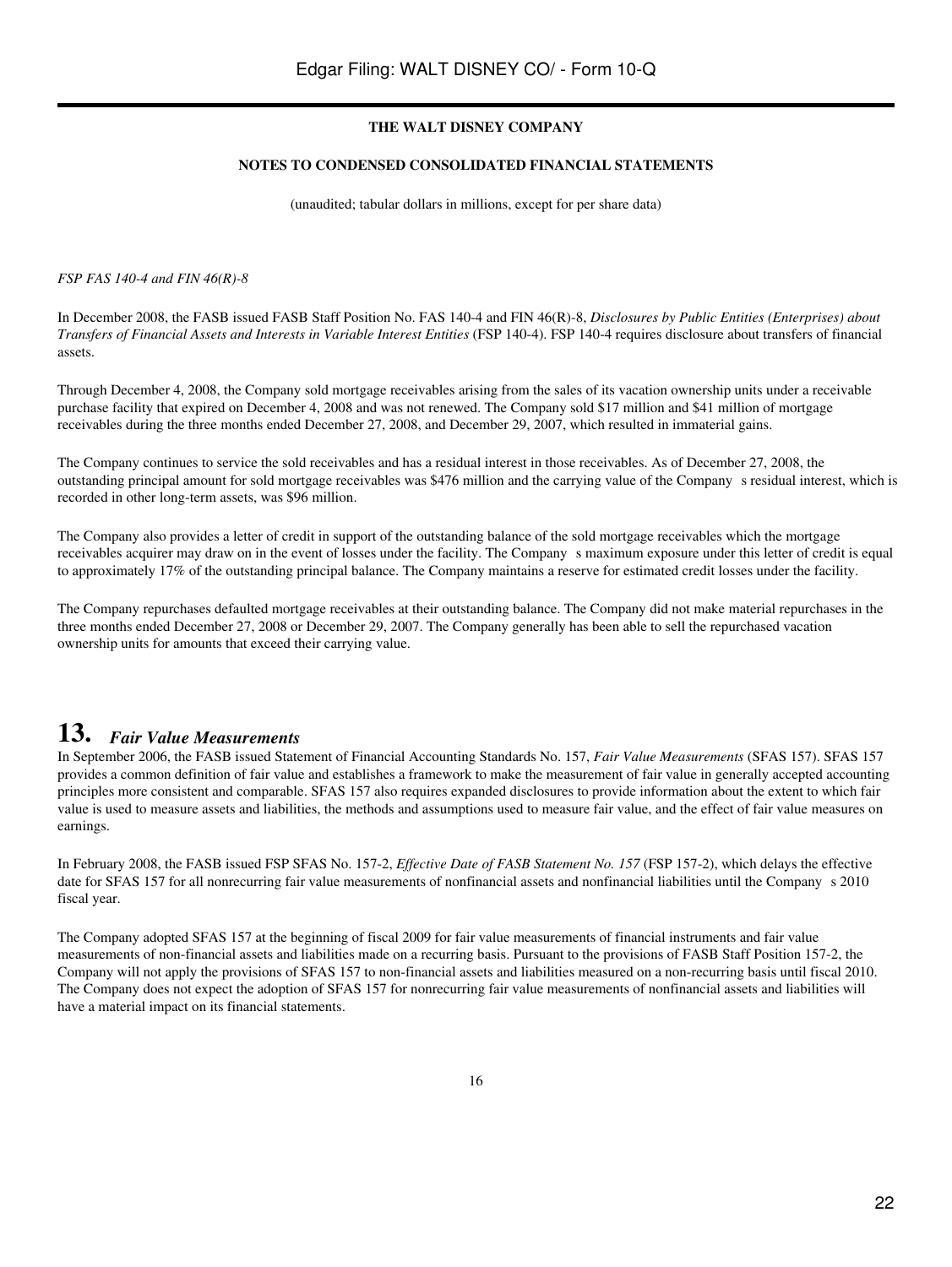**THE WALT DISNEY COMPANY**

**NOTES TO CONDENSED CONSOLIDATED FINANCIAL STATEMENTS**

(unaudited; tabular dollars in millions, except for per share data)

*FSP FAS 140-4 and FIN 46(R)-8*

In December 2008, the FASB issued FASB Staff Position No. FAS 140-4 and FIN 46(R)-8, *Disclosures by Public Entities (Enterprises) about Transfers of Financial Assets and Interests in Variable Interest Entities* (FSP 140-4). FSP 140-4 requires disclosure about transfers of financial assets.

Through December 4, 2008, the Company sold mortgage receivables arising from the sales of its vacation ownership units under a receivable purchase facility that expired on December 4, 2008 and was not renewed. The Company sold $17 million and $41 million of mortgage receivables during the three months ended December 27, 2008, and December 29, 2007, which resulted in immaterial gains.

The Company continues to service the sold receivables and has a residual interest in those receivables. As of December 27, 2008, the outstanding principal amount for sold mortgage receivables was $476 million and the carrying value of the Company s residual interest, which is recorded in other long-term assets, was $96 million.

The Company also provides a letter of credit in support of the outstanding balance of the sold mortgage receivables which the mortgage receivables acquirer may draw on in the event of losses under the facility. The Company s maximum exposure under this letter of credit is equal to approximately 17% of the outstanding principal balance. The Company maintains a reserve for estimated credit losses under the facility.

The Company repurchases defaulted mortgage receivables at their outstanding balance. The Company did not make material repurchases in the three months ended December 27, 2008 or December 29, 2007. The Company generally has been able to sell the repurchased vacation ownership units for amounts that exceed their carrying value.

## 13. *Fair Value Measurements*

In September 2006, the FASB issued Statement of Financial Accounting Standards No. 157, *Fair Value Measurements* (SFAS 157). SFAS 157 provides a common definition of fair value and establishes a framework to make the measurement of fair value in generally accepted accounting principles more consistent and comparable. SFAS 157 also requires expanded disclosures to provide information about the extent to which fair value is used to measure assets and liabilities, the methods and assumptions used to measure fair value, and the effect of fair value measures on earnings.

In February 2008, the FASB issued FSP SFAS No. 157-2, *Effective Date of FASB Statement No. 157* (FSP 157-2), which delays the effective date for SFAS 157 for all nonrecurring fair value measurements of nonfinancial assets and nonfinancial liabilities until the Company s 2010 fiscal year.

The Company adopted SFAS 157 at the beginning of fiscal 2009 for fair value measurements of financial instruments and fair value measurements of non-financial assets and liabilities made on a recurring basis. Pursuant to the provisions of FASB Staff Position 157-2, the Company will not apply the provisions of SFAS 157 to non-financial assets and liabilities measured on a non-recurring basis until fiscal 2010. The Company does not expect the adoption of SFAS 157 for nonrecurring fair value measurements of nonfinancial assets and liabilities will have a material impact on its financial statements.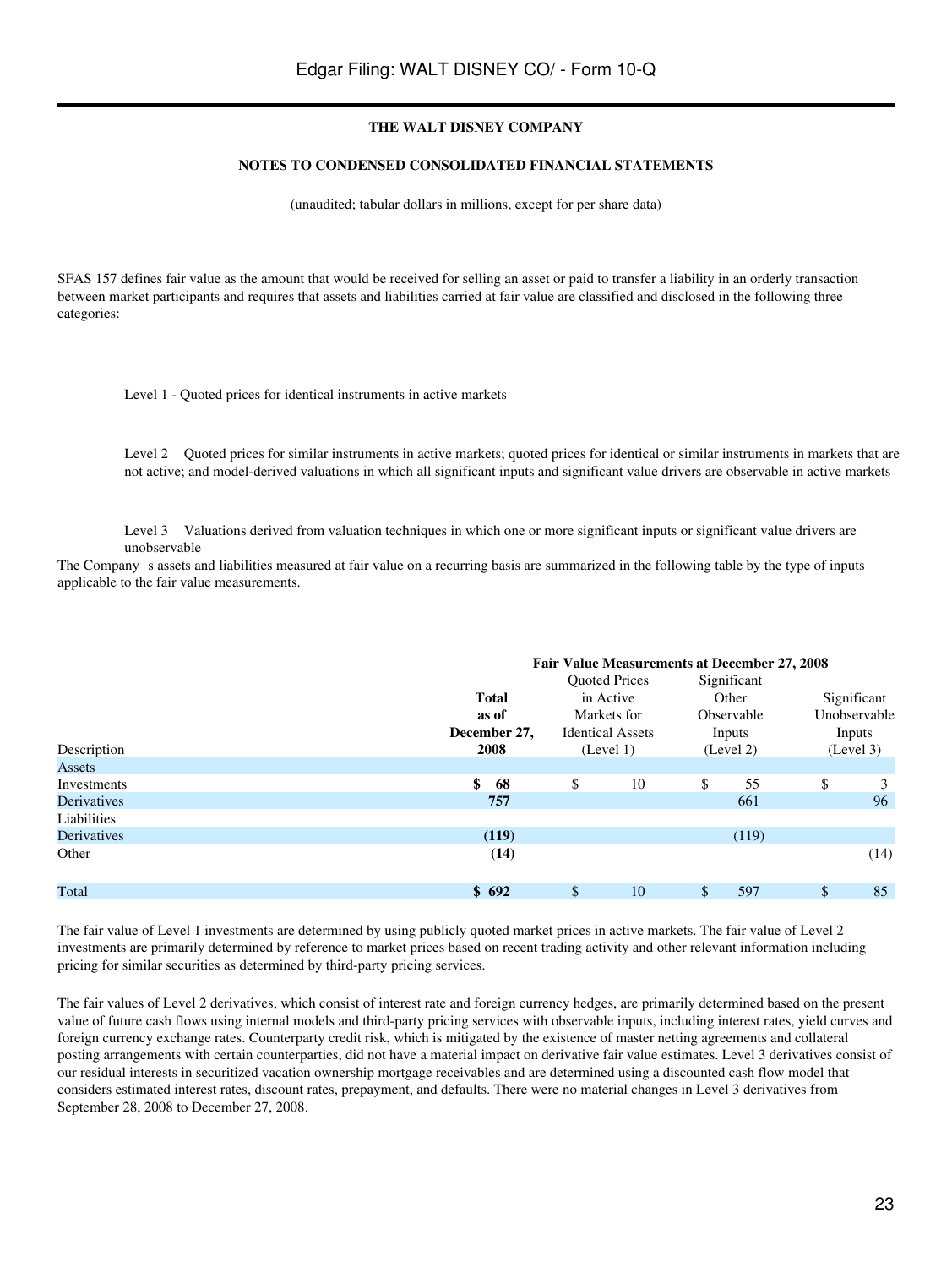**THE WALT DISNEY COMPANY**

**NOTES TO CONDENSED CONSOLIDATED FINANCIAL STATEMENTS**

(unaudited; tabular dollars in millions, except for per share data)

SFAS 157 defines fair value as the amount that would be received for selling an asset or paid to transfer a liability in an orderly transaction between market participants and requires that assets and liabilities carried at fair value are classified and disclosed in the following three categories:

Level 1 - Quoted prices for identical instruments in active markets

Level 2 Quoted prices for similar instruments in active markets; quoted prices for identical or similar instruments in markets that are not active; and model-derived valuations in which all significant inputs and significant value drivers are observable in active markets

Level 3 Valuations derived from valuation techniques in which one or more significant inputs or significant value drivers are unobservable

The Company s assets and liabilities measured at fair value on a recurring basis are summarized in the following table by the type of inputs applicable to the fair value measurements.

| | **Fair Value Measurements at December 27, 2008** | | | |
|---|---|---|---|---|
| Description | **Total as of December 27, 2008** | Quoted Prices in Active Markets for Identical Assets (Level 1) | Significant Other Observable Inputs (Level 2) | Significant Unobservable Inputs (Level 3) |
| Assets | | | | |
| Investments | **$ 68** | $ 10 | $ 55 | $ 3 |
| Derivatives | **757** | | 661 | 96 |
| Liabilities | | | | |
| Derivatives | **(119)** | | (119) | |
| Other | **(14)** | | | (14) |
| Total | **$ 692** | $ 10 | $ 597 | $ 85 |

The fair value of Level 1 investments are determined by using publicly quoted market prices in active markets. The fair value of Level 2 investments are primarily determined by reference to market prices based on recent trading activity and other relevant information including pricing for similar securities as determined by third-party pricing services.

The fair values of Level 2 derivatives, which consist of interest rate and foreign currency hedges, are primarily determined based on the present value of future cash flows using internal models and third-party pricing services with observable inputs, including interest rates, yield curves and foreign currency exchange rates. Counterparty credit risk, which is mitigated by the existence of master netting agreements and collateral posting arrangements with certain counterparties, did not have a material impact on derivative fair value estimates. Level 3 derivatives consist of our residual interests in securitized vacation ownership mortgage receivables and are determined using a discounted cash flow model that considers estimated interest rates, discount rates, prepayment, and defaults. There were no material changes in Level 3 derivatives from September 28, 2008 to December 27, 2008.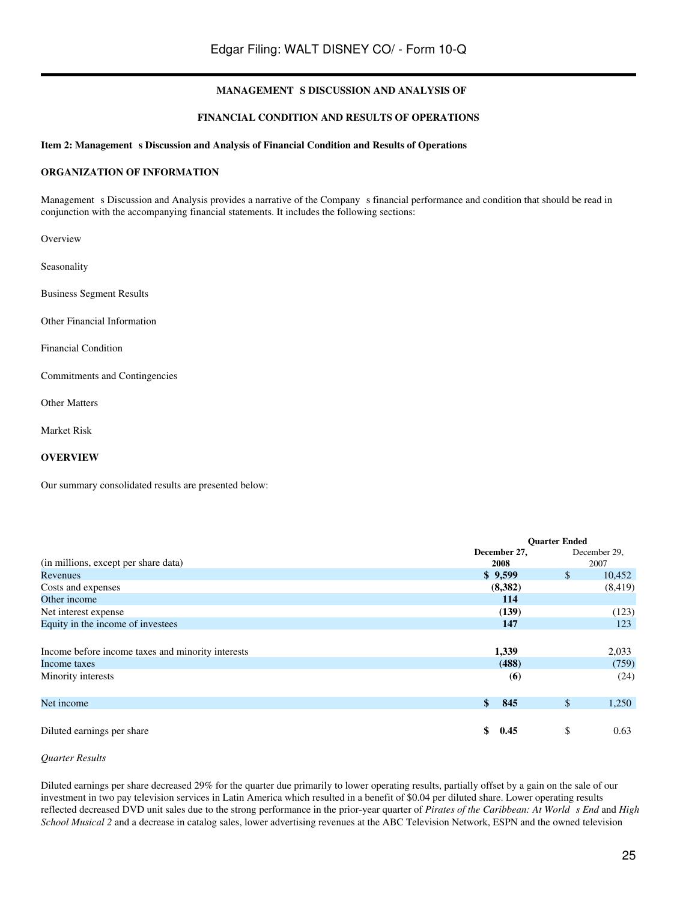**MANAGEMENT S DISCUSSION AND ANALYSIS OF**

**FINANCIAL CONDITION AND RESULTS OF OPERATIONS**

**Item 2: Management s Discussion and Analysis of Financial Condition and Results of Operations**

**ORGANIZATION OF INFORMATION**

Management s Discussion and Analysis provides a narrative of the Company s financial performance and condition that should be read in conjunction with the accompanying financial statements. It includes the following sections:

Overview

Seasonality

Business Segment Results

Other Financial Information

Financial Condition

Commitments and Contingencies

Other Matters

Market Risk

**OVERVIEW**

Our summary consolidated results are presented below:

| (in millions, except per share data) | Quarter Ended December 27, 2008 | Quarter Ended December 29, 2007 |
|---|---|---|
| Revenues | **$ 9,599** | $ 10,452 |
| Costs and expenses | **(8,382)** | (8,419) |
| Other income | **114** | |
| Net interest expense | **(139)** | (123) |
| Equity in the income of investees | **147** | 123 |
| Income before income taxes and minority interests | **1,339** | 2,033 |
| Income taxes | **(488)** | (759) |
| Minority interests | **(6)** | (24) |
| Net income | **$ 845** | $ 1,250 |
| Diluted earnings per share | **$ 0.45** | $ 0.63 |

*Quarter Results*

Diluted earnings per share decreased 29% for the quarter due primarily to lower operating results, partially offset by a gain on the sale of our investment in two pay television services in Latin America which resulted in a benefit of $0.04 per diluted share. Lower operating results reflected decreased DVD unit sales due to the strong performance in the prior-year quarter of *Pirates of the Caribbean: At World s End* and *High School Musical 2* and a decrease in catalog sales, lower advertising revenues at the ABC Television Network, ESPN and the owned television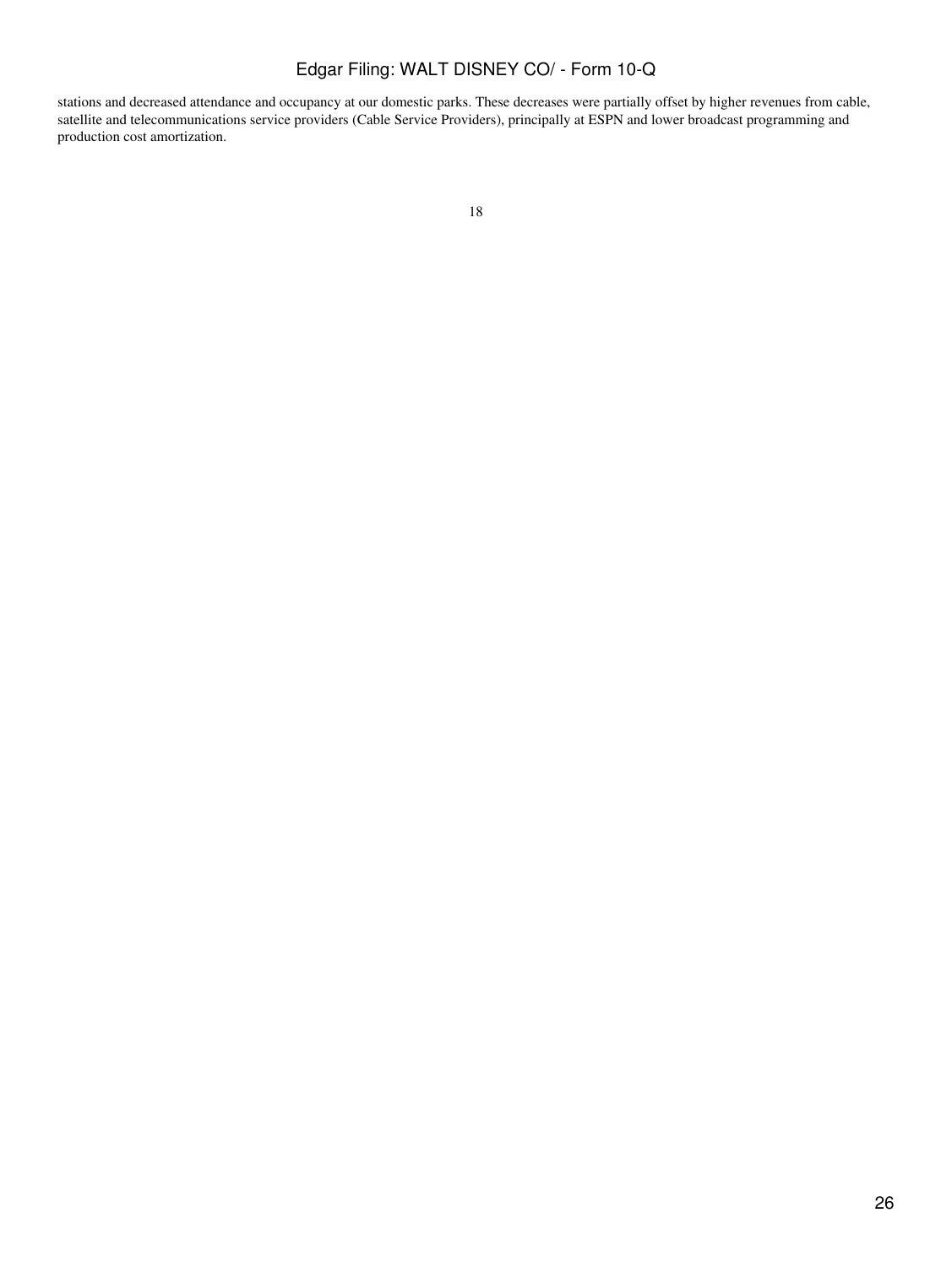stations and decreased attendance and occupancy at our domestic parks. These decreases were partially offset by higher revenues from cable, satellite and telecommunications service providers (Cable Service Providers), principally at ESPN and lower broadcast programming and production cost amortization.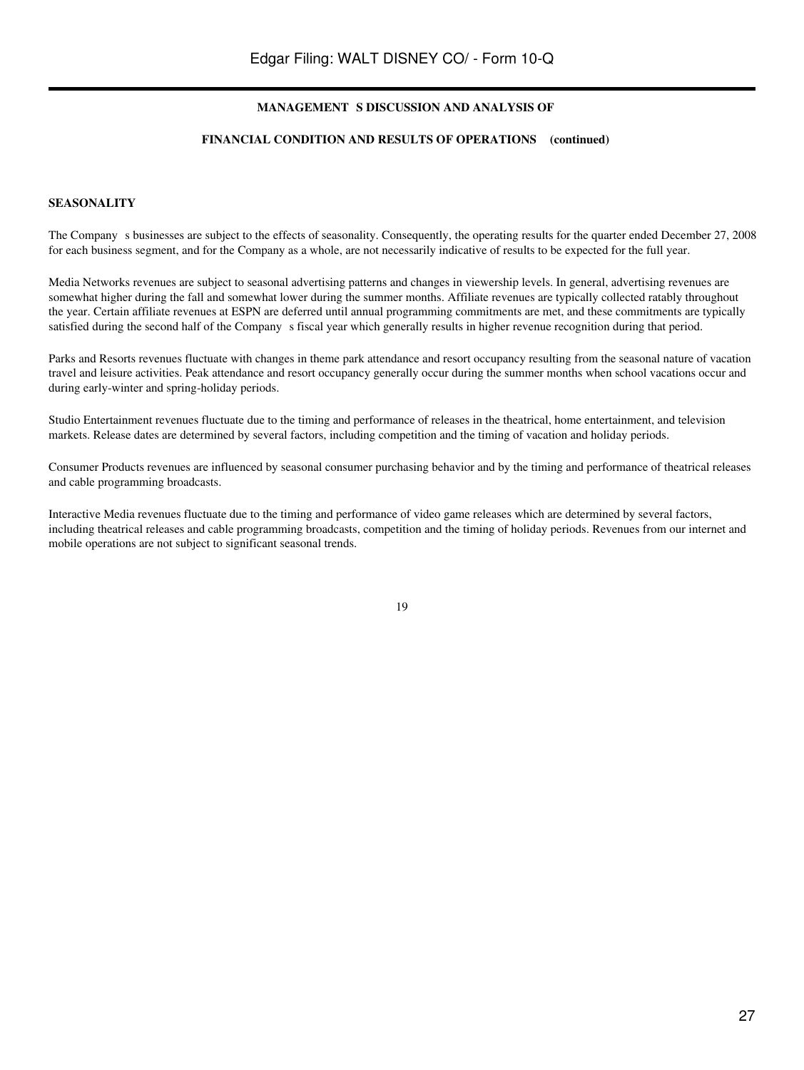## MANAGEMENT S DISCUSSION AND ANALYSIS OF

## FINANCIAL CONDITION AND RESULTS OF OPERATIONS (continued)

### SEASONALITY

The Company s businesses are subject to the effects of seasonality. Consequently, the operating results for the quarter ended December 27, 2008 for each business segment, and for the Company as a whole, are not necessarily indicative of results to be expected for the full year.

Media Networks revenues are subject to seasonal advertising patterns and changes in viewership levels. In general, advertising revenues are somewhat higher during the fall and somewhat lower during the summer months. Affiliate revenues are typically collected ratably throughout the year. Certain affiliate revenues at ESPN are deferred until annual programming commitments are met, and these commitments are typically satisfied during the second half of the Company s fiscal year which generally results in higher revenue recognition during that period.

Parks and Resorts revenues fluctuate with changes in theme park attendance and resort occupancy resulting from the seasonal nature of vacation travel and leisure activities. Peak attendance and resort occupancy generally occur during the summer months when school vacations occur and during early-winter and spring-holiday periods.

Studio Entertainment revenues fluctuate due to the timing and performance of releases in the theatrical, home entertainment, and television markets. Release dates are determined by several factors, including competition and the timing of vacation and holiday periods.

Consumer Products revenues are influenced by seasonal consumer purchasing behavior and by the timing and performance of theatrical releases and cable programming broadcasts.

Interactive Media revenues fluctuate due to the timing and performance of video game releases which are determined by several factors, including theatrical releases and cable programming broadcasts, competition and the timing of holiday periods. Revenues from our internet and mobile operations are not subject to significant seasonal trends.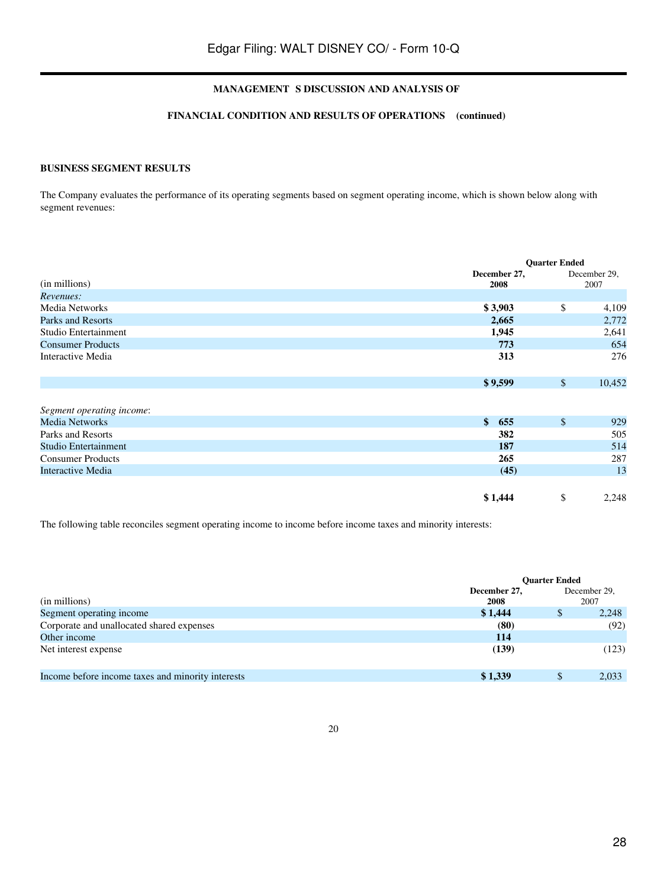## MANAGEMENT'S DISCUSSION AND ANALYSIS OF

## FINANCIAL CONDITION AND RESULTS OF OPERATIONS (continued)

### BUSINESS SEGMENT RESULTS

The Company evaluates the performance of its operating segments based on segment operating income, which is shown below along with segment revenues:

| (in millions) | Quarter Ended December 27, 2008 | Quarter Ended December 29, 2007 |
|---|---|---|
| *Revenues:* | | |
| Media Networks | **$ 3,903** | $ 4,109 |
| Parks and Resorts | **2,665** | 2,772 |
| Studio Entertainment | **1,945** | 2,641 |
| Consumer Products | **773** | 654 |
| Interactive Media | **313** | 276 |
| | **$ 9,599** | $ 10,452 |
| *Segment operating income*: | | |
| Media Networks | **$ 655** | $ 929 |
| Parks and Resorts | **382** | 505 |
| Studio Entertainment | **187** | 514 |
| Consumer Products | **265** | 287 |
| Interactive Media | **(45)** | 13 |
| | **$ 1,444** | $ 2,248 |

The following table reconciles segment operating income to income before income taxes and minority interests:

| (in millions) | Quarter Ended December 27, 2008 | Quarter Ended December 29, 2007 |
|---|---|---|
| Segment operating income | **$ 1,444** | $ 2,248 |
| Corporate and unallocated shared expenses | **(80)** | (92) |
| Other income | **114** | |
| Net interest expense | **(139)** | (123) |
| Income before income taxes and minority interests | **$ 1,339** | $ 2,033 |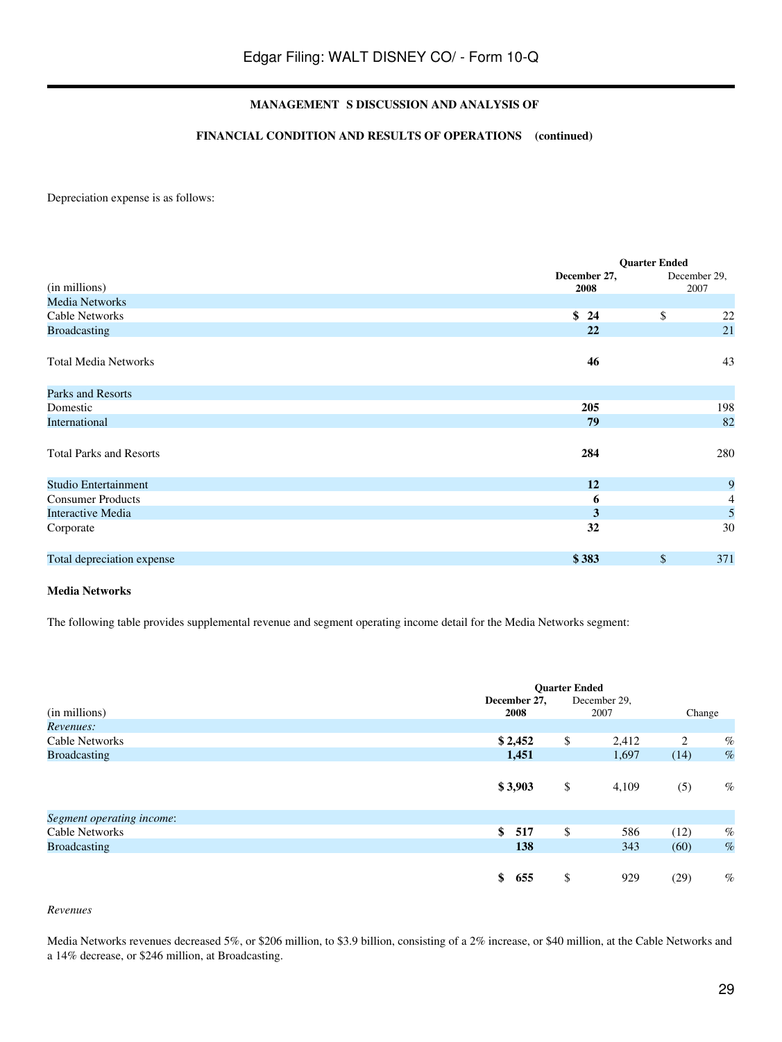**MANAGEMENT'S DISCUSSION AND ANALYSIS OF**

**FINANCIAL CONDITION AND RESULTS OF OPERATIONS (continued)**

Depreciation expense is as follows:

| (in millions) | Quarter Ended December 27, 2008 | Quarter Ended December 29, 2007 |
|---|---|---|
| Media Networks | | |
| Cable Networks | **$ 24** | $ 22 |
| Broadcasting | **22** | 21 |
| Total Media Networks | **46** | 43 |
| Parks and Resorts | | |
| Domestic | **205** | 198 |
| International | **79** | 82 |
| Total Parks and Resorts | **284** | 280 |
| Studio Entertainment | **12** | 9 |
| Consumer Products | **6** | 4 |
| Interactive Media | **3** | 5 |
| Corporate | **32** | 30 |
| Total depreciation expense | **$ 383** | $ 371 |

**Media Networks**

The following table provides supplemental revenue and segment operating income detail for the Media Networks segment:

| (in millions) | Quarter Ended December 27, 2008 | Quarter Ended December 29, 2007 | Change |
|---|---|---|---|
| *Revenues:* | | | |
| Cable Networks | **$ 2,452** | $ 2,412 | 2 % |
| Broadcasting | **1,451** | 1,697 | (14) % |
| | **$ 3,903** | $ 4,109 | (5) % |
| *Segment operating income*: | | | |
| Cable Networks | **$ 517** | $ 586 | (12) % |
| Broadcasting | **138** | 343 | (60) % |
| | **$ 655** | $ 929 | (29) % |

*Revenues*

Media Networks revenues decreased 5%, or $206 million, to $3.9 billion, consisting of a 2% increase, or $40 million, at the Cable Networks and a 14% decrease, or $246 million, at Broadcasting.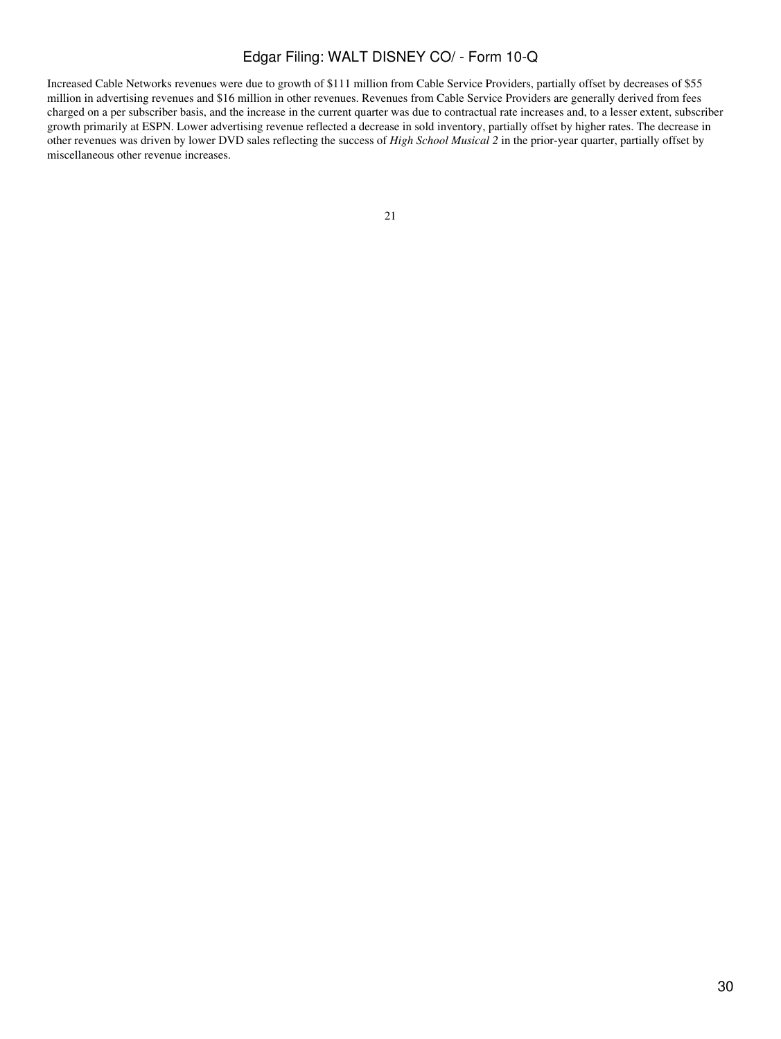Increased Cable Networks revenues were due to growth of $111 million from Cable Service Providers, partially offset by decreases of $55 million in advertising revenues and $16 million in other revenues. Revenues from Cable Service Providers are generally derived from fees charged on a per subscriber basis, and the increase in the current quarter was due to contractual rate increases and, to a lesser extent, subscriber growth primarily at ESPN. Lower advertising revenue reflected a decrease in sold inventory, partially offset by higher rates. The decrease in other revenues was driven by lower DVD sales reflecting the success of *High School Musical 2* in the prior-year quarter, partially offset by miscellaneous other revenue increases.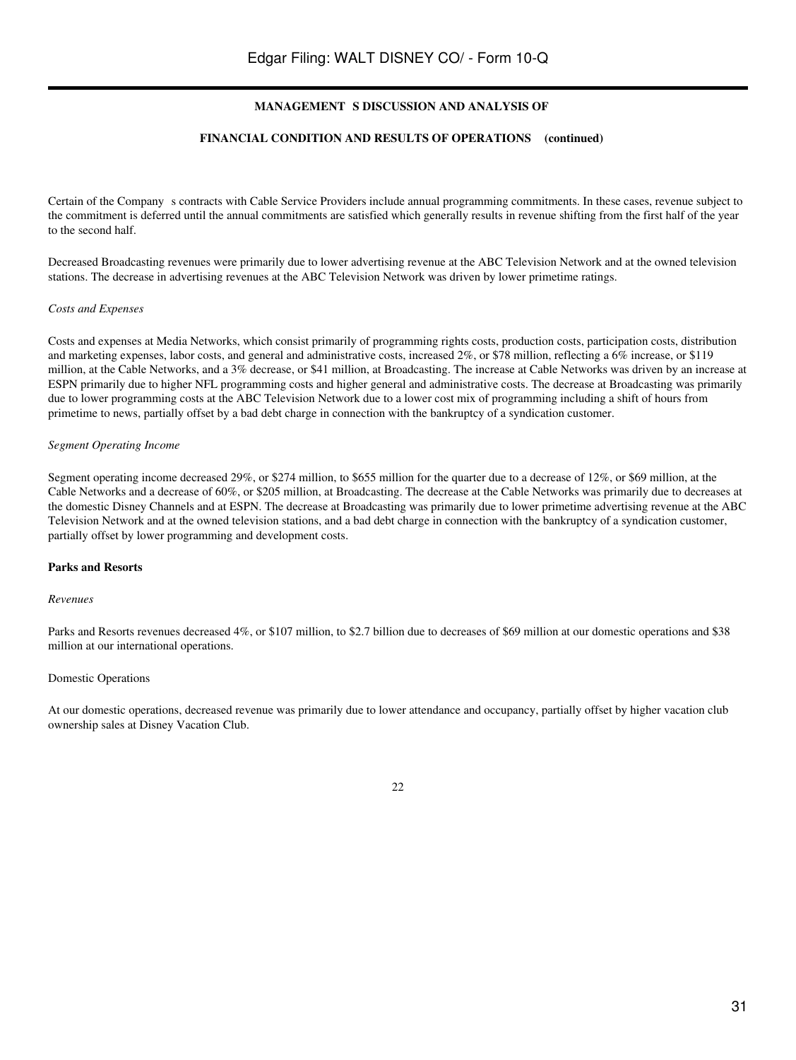**MANAGEMENT S DISCUSSION AND ANALYSIS OF**

**FINANCIAL CONDITION AND RESULTS OF OPERATIONS (continued)**

Certain of the Company s contracts with Cable Service Providers include annual programming commitments. In these cases, revenue subject to the commitment is deferred until the annual commitments are satisfied which generally results in revenue shifting from the first half of the year to the second half.

Decreased Broadcasting revenues were primarily due to lower advertising revenue at the ABC Television Network and at the owned television stations. The decrease in advertising revenues at the ABC Television Network was driven by lower primetime ratings.

*Costs and Expenses*

Costs and expenses at Media Networks, which consist primarily of programming rights costs, production costs, participation costs, distribution and marketing expenses, labor costs, and general and administrative costs, increased 2%, or $78 million, reflecting a 6% increase, or $119 million, at the Cable Networks, and a 3% decrease, or $41 million, at Broadcasting. The increase at Cable Networks was driven by an increase at ESPN primarily due to higher NFL programming costs and higher general and administrative costs. The decrease at Broadcasting was primarily due to lower programming costs at the ABC Television Network due to a lower cost mix of programming including a shift of hours from primetime to news, partially offset by a bad debt charge in connection with the bankruptcy of a syndication customer.

*Segment Operating Income*

Segment operating income decreased 29%, or $274 million, to $655 million for the quarter due to a decrease of 12%, or $69 million, at the Cable Networks and a decrease of 60%, or $205 million, at Broadcasting. The decrease at the Cable Networks was primarily due to decreases at the domestic Disney Channels and at ESPN. The decrease at Broadcasting was primarily due to lower primetime advertising revenue at the ABC Television Network and at the owned television stations, and a bad debt charge in connection with the bankruptcy of a syndication customer, partially offset by lower programming and development costs.

**Parks and Resorts**

*Revenues*

Parks and Resorts revenues decreased 4%, or $107 million, to $2.7 billion due to decreases of $69 million at our domestic operations and $38 million at our international operations.

Domestic Operations

At our domestic operations, decreased revenue was primarily due to lower attendance and occupancy, partially offset by higher vacation club ownership sales at Disney Vacation Club.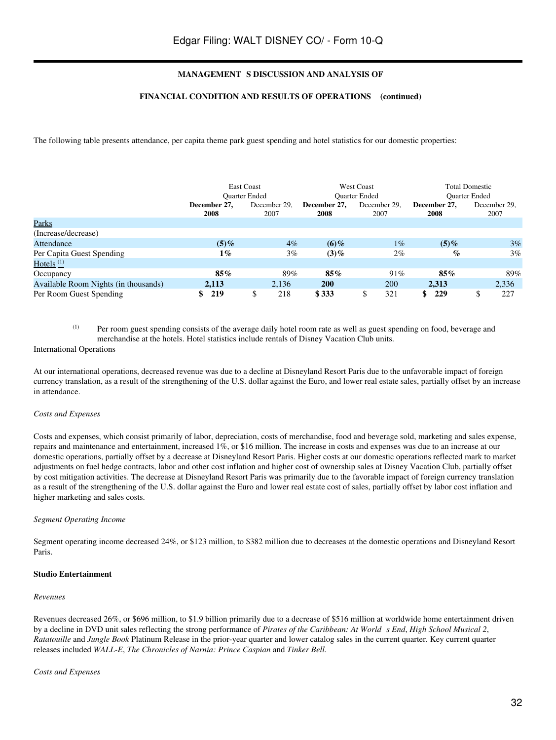**MANAGEMENT S DISCUSSION AND ANALYSIS OF**

**FINANCIAL CONDITION AND RESULTS OF OPERATIONS (continued)**

The following table presents attendance, per capita theme park guest spending and hotel statistics for our domestic properties:

| | East Coast Quarter Ended | | West Coast Quarter Ended | | Total Domestic Quarter Ended | |
|---|---|---|---|---|---|---|
| | **December 27, 2008** | December 29, 2007 | **December 27, 2008** | December 29, 2007 | **December 27, 2008** | December 29, 2007 |
| Parks | | | | | | |
| (Increase/decrease) | | | | | | |
| Attendance | **(5)%** | 4% | **(6)%** | 1% | **(5)%** | 3% |
| Per Capita Guest Spending | **1%** | 3% | **(3)%** | 2% | **%** | 3% |
| Hotels [(1)] | | | | | | |
| Occupancy | **85%** | 89% | **85%** | 91% | **85%** | 89% |
| Available Room Nights (in thousands) | **2,113** | 2,136 | **200** | 200 | **2,313** | 2,336 |
| Per Room Guest Spending | **$ 219** | $ 218 | **$ 333** | $ 321 | **$ 229** | $ 227 |

(1) Per room guest spending consists of the average daily hotel room rate as well as guest spending on food, beverage and merchandise at the hotels. Hotel statistics include rentals of Disney Vacation Club units.

International Operations

At our international operations, decreased revenue was due to a decline at Disneyland Resort Paris due to the unfavorable impact of foreign currency translation, as a result of the strengthening of the U.S. dollar against the Euro, and lower real estate sales, partially offset by an increase in attendance.

*Costs and Expenses*

Costs and expenses, which consist primarily of labor, depreciation, costs of merchandise, food and beverage sold, marketing and sales expense, repairs and maintenance and entertainment, increased 1%, or $16 million. The increase in costs and expenses was due to an increase at our domestic operations, partially offset by a decrease at Disneyland Resort Paris. Higher costs at our domestic operations reflected mark to market adjustments on fuel hedge contracts, labor and other cost inflation and higher cost of ownership sales at Disney Vacation Club, partially offset by cost mitigation activities. The decrease at Disneyland Resort Paris was primarily due to the favorable impact of foreign currency translation as a result of the strengthening of the U.S. dollar against the Euro and lower real estate cost of sales, partially offset by labor cost inflation and higher marketing and sales costs.

*Segment Operating Income*

Segment operating income decreased 24%, or $123 million, to $382 million due to decreases at the domestic operations and Disneyland Resort Paris.

**Studio Entertainment**

*Revenues*

Revenues decreased 26%, or $696 million, to $1.9 billion primarily due to a decrease of $516 million at worldwide home entertainment driven by a decline in DVD unit sales reflecting the strong performance of *Pirates of the Caribbean: At World s End*, *High School Musical 2*, *Ratatouille* and *Jungle Book* Platinum Release in the prior-year quarter and lower catalog sales in the current quarter. Key current quarter releases included *WALL-E*, *The Chronicles of Narnia: Prince Caspian* and *Tinker Bell*.

*Costs and Expenses*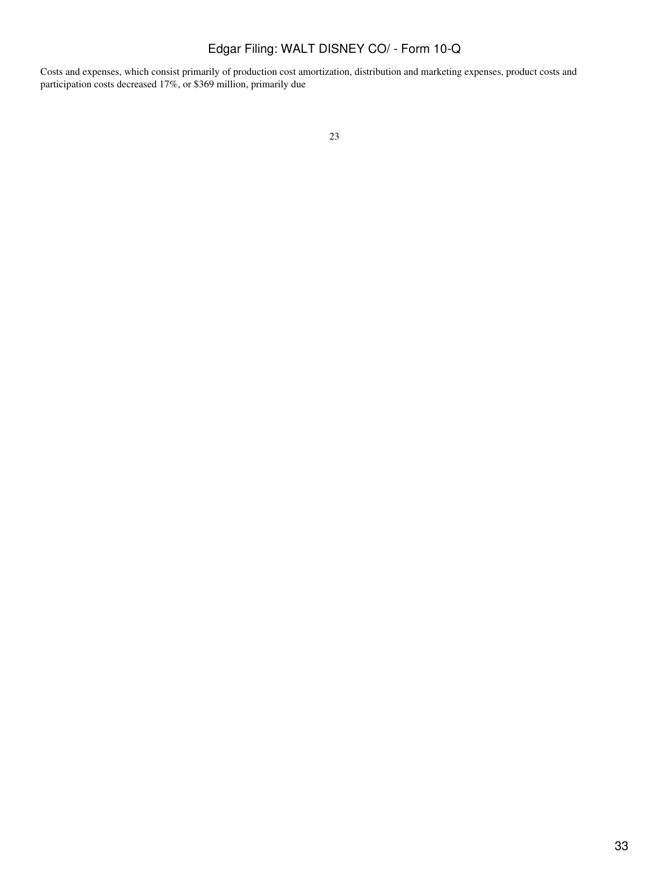Costs and expenses, which consist primarily of production cost amortization, distribution and marketing expenses, product costs and participation costs decreased 17%, or $369 million, primarily due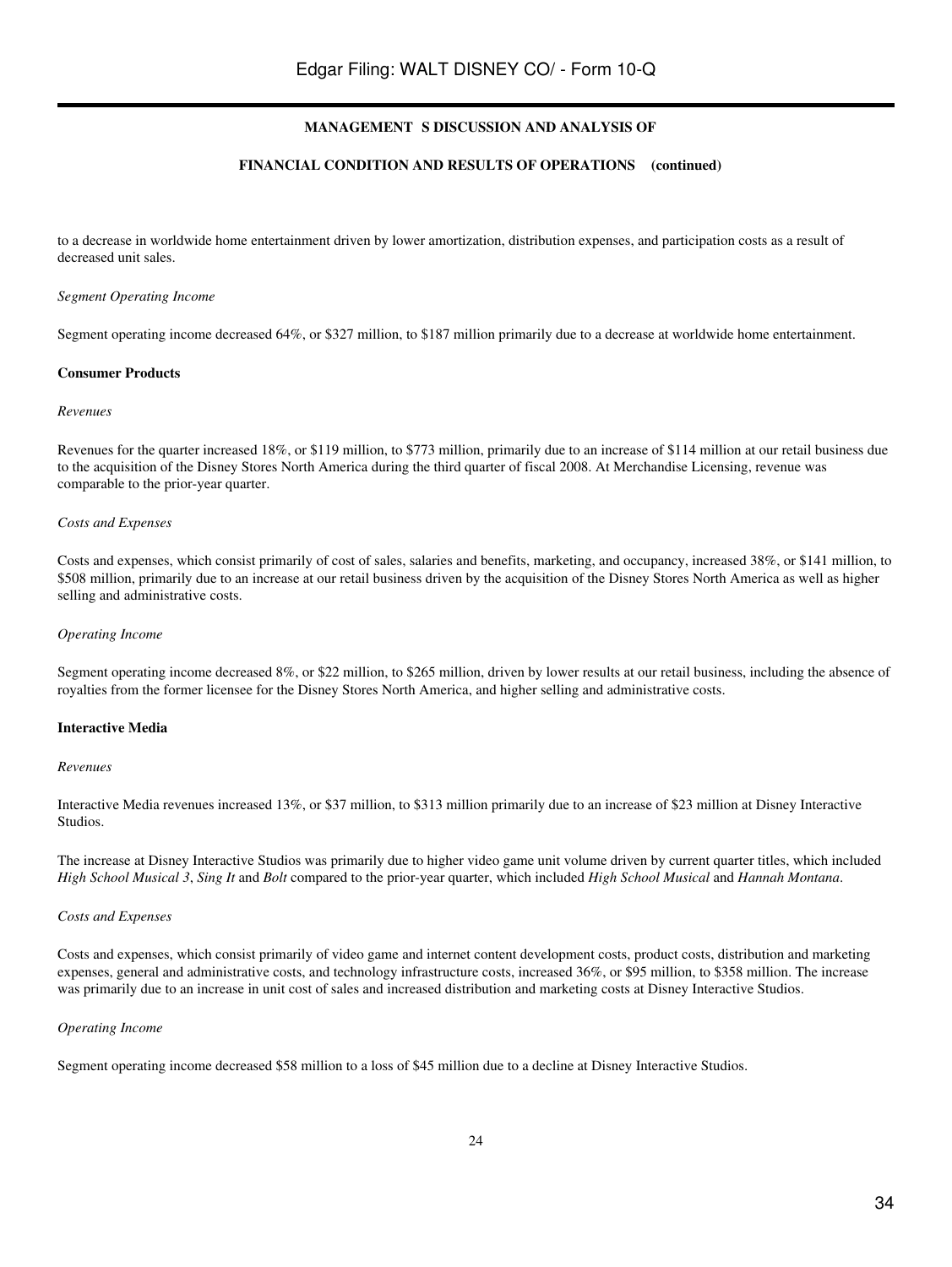to a decrease in worldwide home entertainment driven by lower amortization, distribution expenses, and participation costs as a result of decreased unit sales.

*Segment Operating Income*

Segment operating income decreased 64%, or $327 million, to $187 million primarily due to a decrease at worldwide home entertainment.

**Consumer Products**

*Revenues*

Revenues for the quarter increased 18%, or $119 million, to $773 million, primarily due to an increase of $114 million at our retail business due to the acquisition of the Disney Stores North America during the third quarter of fiscal 2008. At Merchandise Licensing, revenue was comparable to the prior-year quarter.

*Costs and Expenses*

Costs and expenses, which consist primarily of cost of sales, salaries and benefits, marketing, and occupancy, increased 38%, or $141 million, to $508 million, primarily due to an increase at our retail business driven by the acquisition of the Disney Stores North America as well as higher selling and administrative costs.

*Operating Income*

Segment operating income decreased 8%, or $22 million, to $265 million, driven by lower results at our retail business, including the absence of royalties from the former licensee for the Disney Stores North America, and higher selling and administrative costs.

**Interactive Media**

*Revenues*

Interactive Media revenues increased 13%, or $37 million, to $313 million primarily due to an increase of $23 million at Disney Interactive Studios.

The increase at Disney Interactive Studios was primarily due to higher video game unit volume driven by current quarter titles, which included *High School Musical 3*, *Sing It* and *Bolt* compared to the prior-year quarter, which included *High School Musical* and *Hannah Montana*.

*Costs and Expenses*

Costs and expenses, which consist primarily of video game and internet content development costs, product costs, distribution and marketing expenses, general and administrative costs, and technology infrastructure costs, increased 36%, or $95 million, to $358 million. The increase was primarily due to an increase in unit cost of sales and increased distribution and marketing costs at Disney Interactive Studios.

*Operating Income*

Segment operating income decreased $58 million to a loss of $45 million due to a decline at Disney Interactive Studios.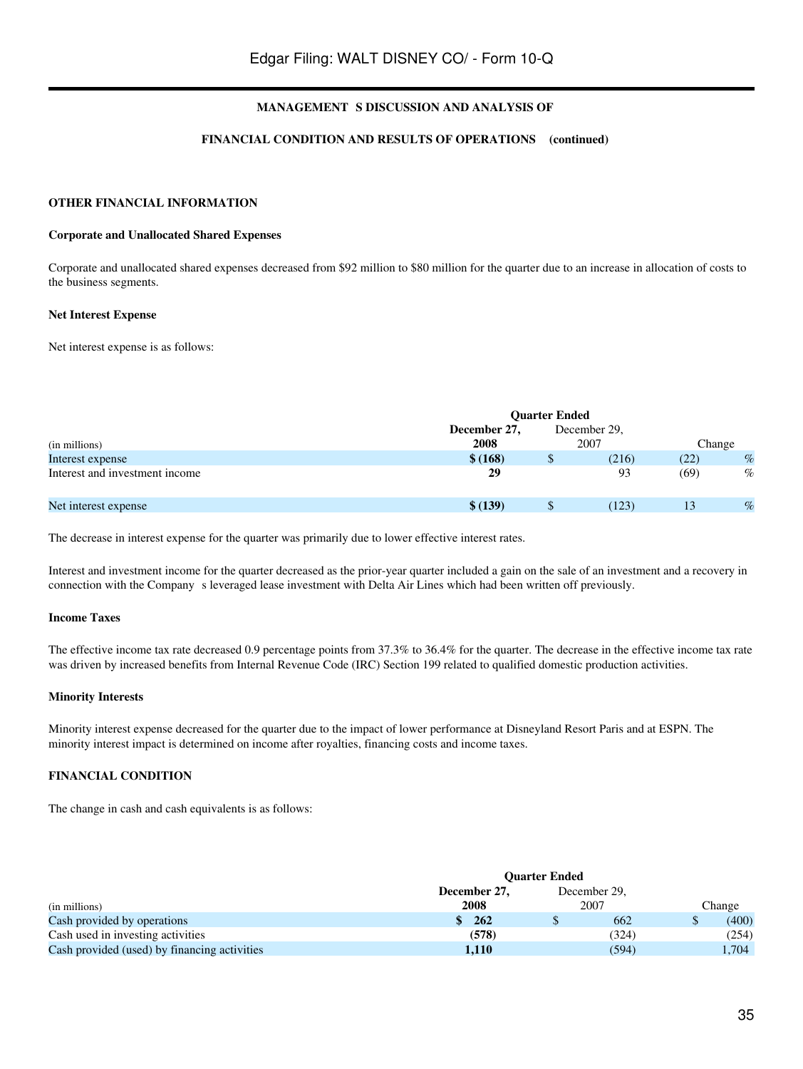# MANAGEMENT'S DISCUSSION AND ANALYSIS OF

# FINANCIAL CONDITION AND RESULTS OF OPERATIONS (continued)

## OTHER FINANCIAL INFORMATION

### Corporate and Unallocated Shared Expenses

Corporate and unallocated shared expenses decreased from $92 million to $80 million for the quarter due to an increase in allocation of costs to the business segments.

### Net Interest Expense

Net interest expense is as follows:

| (in millions) | Quarter Ended December 27, 2008 | Quarter Ended December 29, 2007 | Change |
|---|---|---|---|
| Interest expense | **$ (168)** | $ (216) | (22) % |
| Interest and investment income | **29** | 93 | (69) % |
| Net interest expense | **$ (139)** | $ (123) | 13 % |

The decrease in interest expense for the quarter was primarily due to lower effective interest rates.

Interest and investment income for the quarter decreased as the prior-year quarter included a gain on the sale of an investment and a recovery in connection with the Company's leveraged lease investment with Delta Air Lines which had been written off previously.

### Income Taxes

The effective income tax rate decreased 0.9 percentage points from 37.3% to 36.4% for the quarter. The decrease in the effective income tax rate was driven by increased benefits from Internal Revenue Code (IRC) Section 199 related to qualified domestic production activities.

### Minority Interests

Minority interest expense decreased for the quarter due to the impact of lower performance at Disneyland Resort Paris and at ESPN. The minority interest impact is determined on income after royalties, financing costs and income taxes.

## FINANCIAL CONDITION

The change in cash and cash equivalents is as follows:

| (in millions) | Quarter Ended December 27, 2008 | Quarter Ended December 29, 2007 | Change |
|---|---|---|---|
| Cash provided by operations | **$ 262** | $ 662 | $ (400) |
| Cash used in investing activities | **(578)** | (324) | (254) |
| Cash provided (used) by financing activities | **1,110** | (594) | 1,704 |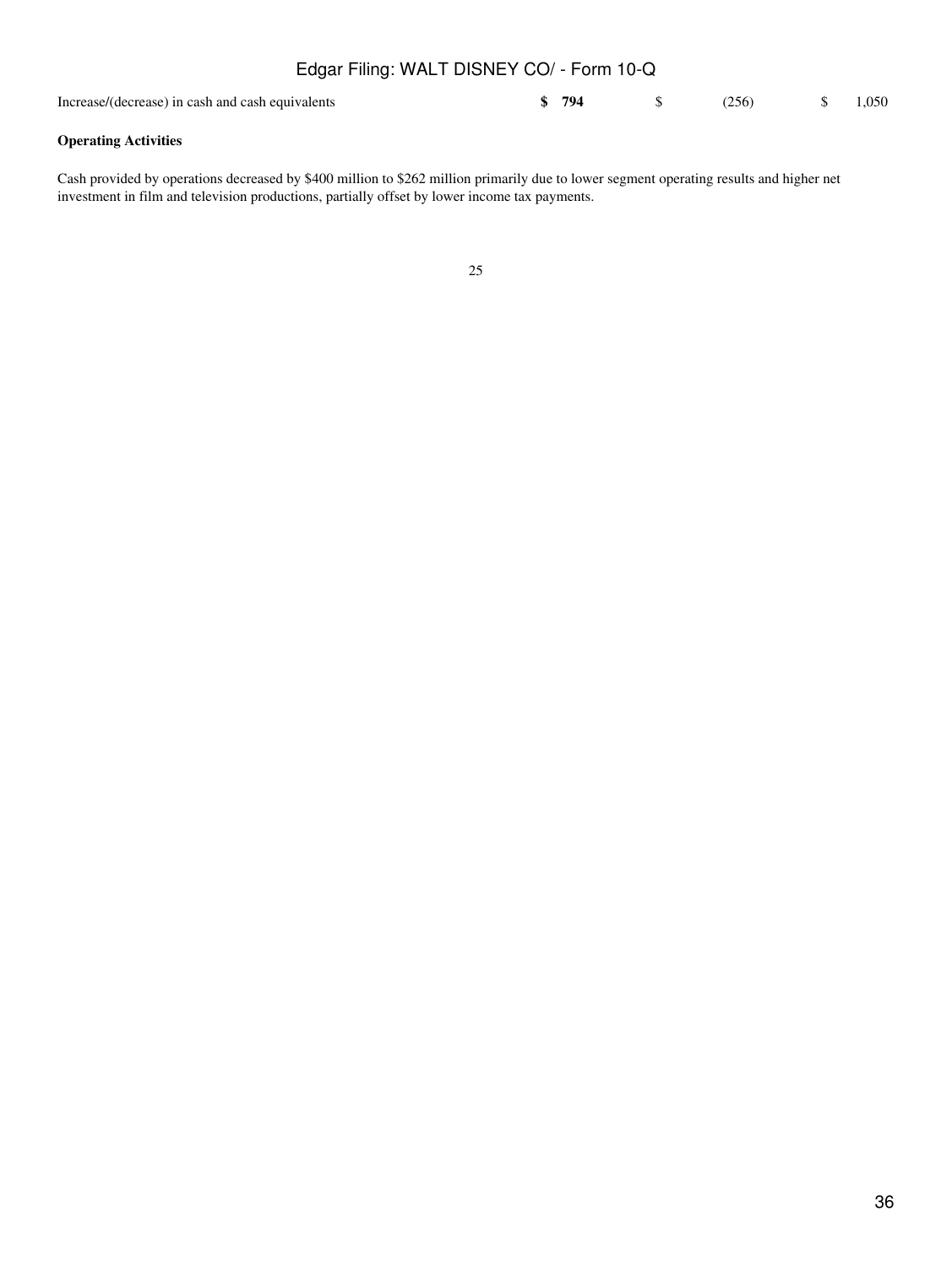| | | | |
|---|---|---|---|
| Increase/(decrease) in cash and cash equivalents | **$ 794** | $ (256) | $ 1,050 |

**Operating Activities**

Cash provided by operations decreased by $400 million to $262 million primarily due to lower segment operating results and higher net investment in film and television productions, partially offset by lower income tax payments.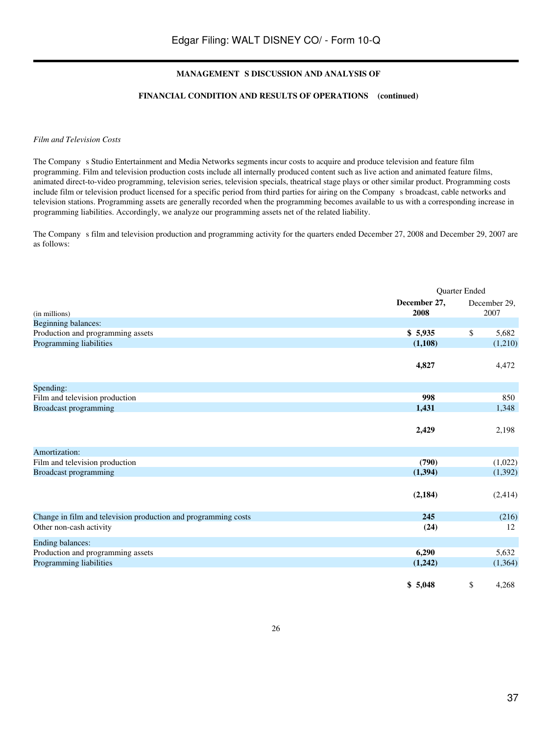## MANAGEMENT S DISCUSSION AND ANALYSIS OF

## FINANCIAL CONDITION AND RESULTS OF OPERATIONS (continued)

*Film and Television Costs*

The Company s Studio Entertainment and Media Networks segments incur costs to acquire and produce television and feature film programming. Film and television production costs include all internally produced content such as live action and animated feature films, animated direct-to-video programming, television series, television specials, theatrical stage plays or other similar product. Programming costs include film or television product licensed for a specific period from third parties for airing on the Company s broadcast, cable networks and television stations. Programming assets are generally recorded when the programming becomes available to us with a corresponding increase in programming liabilities. Accordingly, we analyze our programming assets net of the related liability.

The Company s film and television production and programming activity for the quarters ended December 27, 2008 and December 29, 2007 are as follows:

| (in millions) | Quarter Ended December 27, 2008 | Quarter Ended December 29, 2007 |
|---|---|---|
| Beginning balances: | | |
| Production and programming assets | **$ 5,935** | $ 5,682 |
| Programming liabilities | **(1,108)** | (1,210) |
| | **4,827** | 4,472 |
| Spending: | | |
| Film and television production | **998** | 850 |
| Broadcast programming | **1,431** | 1,348 |
| | **2,429** | 2,198 |
| Amortization: | | |
| Film and television production | **(790)** | (1,022) |
| Broadcast programming | **(1,394)** | (1,392) |
| | **(2,184)** | (2,414) |
| Change in film and television production and programming costs | **245** | (216) |
| Other non-cash activity | **(24)** | 12 |
| Ending balances: | | |
| Production and programming assets | **6,290** | 5,632 |
| Programming liabilities | **(1,242)** | (1,364) |
| | **$ 5,048** | $ 4,268 |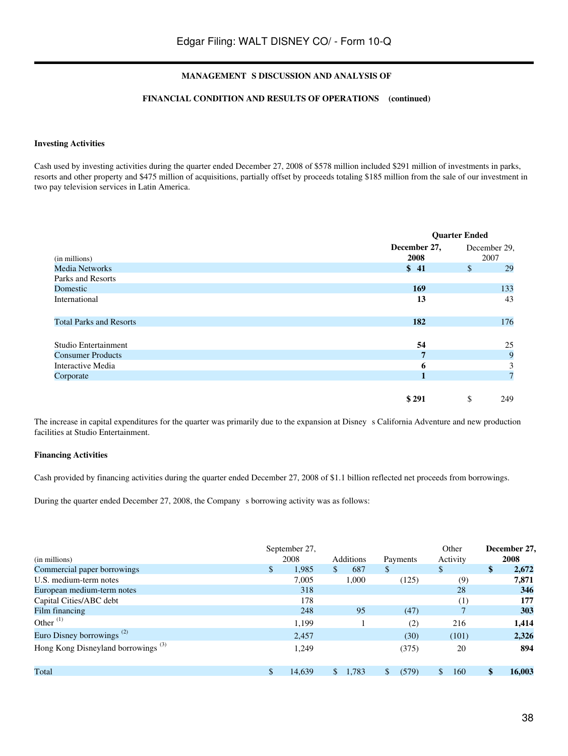**MANAGEMENT S DISCUSSION AND ANALYSIS OF**

**FINANCIAL CONDITION AND RESULTS OF OPERATIONS (continued)**

**Investing Activities**

Cash used by investing activities during the quarter ended December 27, 2008 of $578 million included $291 million of investments in parks, resorts and other property and $475 million of acquisitions, partially offset by proceeds totaling $185 million from the sale of our investment in two pay television services in Latin America.

| (in millions) | Quarter Ended December 27, 2008 | Quarter Ended December 29, 2007 |
|---|---|---|
| Media Networks | **$ 41** | $ 29 |
| Parks and Resorts | | |
| Domestic | **169** | 133 |
| International | **13** | 43 |
| Total Parks and Resorts | **182** | 176 |
| Studio Entertainment | **54** | 25 |
| Consumer Products | **7** | 9 |
| Interactive Media | **6** | 3 |
| Corporate | **1** | 7 |
| | **$ 291** | $ 249 |

The increase in capital expenditures for the quarter was primarily due to the expansion at Disney s California Adventure and new production facilities at Studio Entertainment.

**Financing Activities**

Cash provided by financing activities during the quarter ended December 27, 2008 of $1.1 billion reflected net proceeds from borrowings.

During the quarter ended December 27, 2008, the Company s borrowing activity was as follows:

| (in millions) | September 27, 2008 | Additions | Payments | Other Activity | December 27, 2008 |
|---|---|---|---|---|---|
| Commercial paper borrowings | $ 1,985 | $ 687 | $ | $ | **$ 2,672** |
| U.S. medium-term notes | 7,005 | 1,000 | (125) | (9) | **7,871** |
| European medium-term notes | 318 | | | 28 | **346** |
| Capital Cities/ABC debt | 178 | | | (1) | **177** |
| Film financing | 248 | 95 | (47) | 7 | **303** |
| Other [(1)] | 1,199 | 1 | (2) | 216 | **1,414** |
| Euro Disney borrowings [(2)] | 2,457 | | (30) | (101) | **2,326** |
| Hong Kong Disneyland borrowings [(3)] | 1,249 | | (375) | 20 | **894** |
| Total | $ 14,639 | $ 1,783 | $ (579) | $ 160 | **$ 16,003** |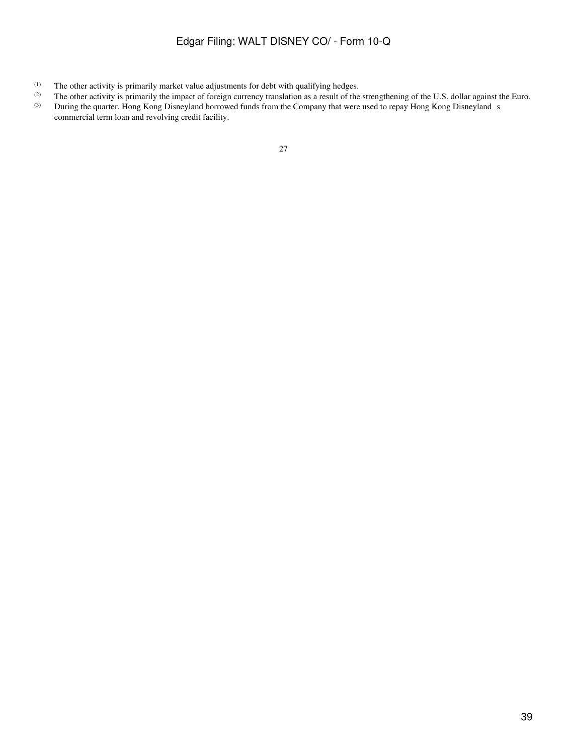(1) The other activity is primarily market value adjustments for debt with qualifying hedges.

(2) The other activity is primarily the impact of foreign currency translation as a result of the strengthening of the U.S. dollar against the Euro.

(3) During the quarter, Hong Kong Disneyland borrowed funds from the Company that were used to repay Hong Kong Disneyland s commercial term loan and revolving credit facility.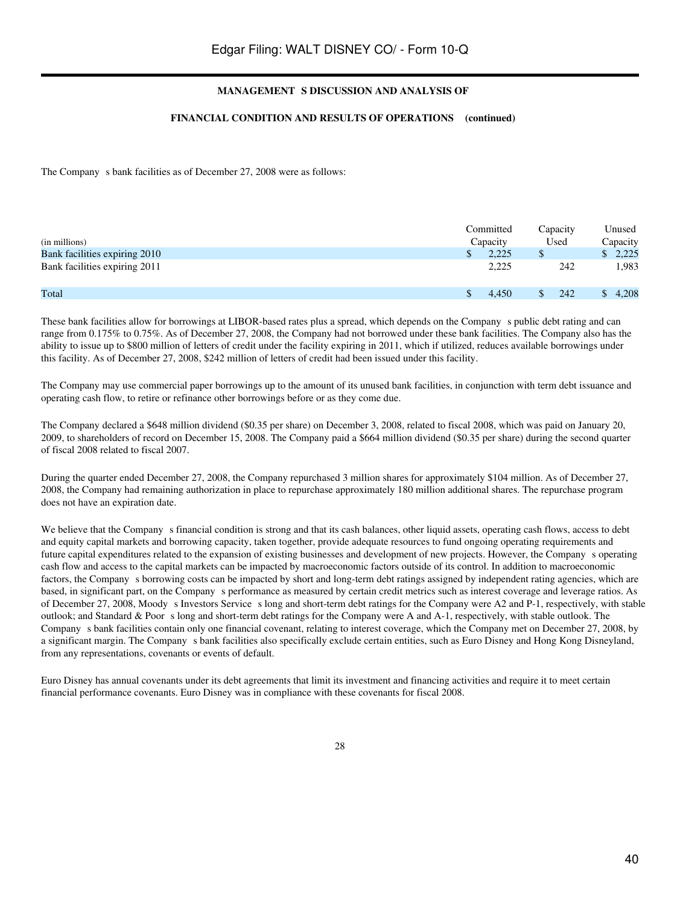**MANAGEMENT S DISCUSSION AND ANALYSIS OF**

**FINANCIAL CONDITION AND RESULTS OF OPERATIONS (continued)**

The Company s bank facilities as of December 27, 2008 were as follows:

| (in millions) | Committed Capacity | Capacity Used | Unused Capacity |
|---|---|---|---|
| Bank facilities expiring 2010 | $ 2,225 | $ | $ 2,225 |
| Bank facilities expiring 2011 | 2,225 | 242 | 1,983 |
| Total | $ 4,450 | $ 242 | $ 4,208 |

These bank facilities allow for borrowings at LIBOR-based rates plus a spread, which depends on the Company s public debt rating and can range from 0.175% to 0.75%. As of December 27, 2008, the Company had not borrowed under these bank facilities. The Company also has the ability to issue up to $800 million of letters of credit under the facility expiring in 2011, which if utilized, reduces available borrowings under this facility. As of December 27, 2008, $242 million of letters of credit had been issued under this facility.

The Company may use commercial paper borrowings up to the amount of its unused bank facilities, in conjunction with term debt issuance and operating cash flow, to retire or refinance other borrowings before or as they come due.

The Company declared a $648 million dividend ($0.35 per share) on December 3, 2008, related to fiscal 2008, which was paid on January 20, 2009, to shareholders of record on December 15, 2008. The Company paid a $664 million dividend ($0.35 per share) during the second quarter of fiscal 2008 related to fiscal 2007.

During the quarter ended December 27, 2008, the Company repurchased 3 million shares for approximately $104 million. As of December 27, 2008, the Company had remaining authorization in place to repurchase approximately 180 million additional shares. The repurchase program does not have an expiration date.

We believe that the Company s financial condition is strong and that its cash balances, other liquid assets, operating cash flows, access to debt and equity capital markets and borrowing capacity, taken together, provide adequate resources to fund ongoing operating requirements and future capital expenditures related to the expansion of existing businesses and development of new projects. However, the Company s operating cash flow and access to the capital markets can be impacted by macroeconomic factors outside of its control. In addition to macroeconomic factors, the Company s borrowing costs can be impacted by short and long-term debt ratings assigned by independent rating agencies, which are based, in significant part, on the Company s performance as measured by certain credit metrics such as interest coverage and leverage ratios. As of December 27, 2008, Moody s Investors Service s long and short-term debt ratings for the Company were A2 and P-1, respectively, with stable outlook; and Standard & Poor s long and short-term debt ratings for the Company were A and A-1, respectively, with stable outlook. The Company s bank facilities contain only one financial covenant, relating to interest coverage, which the Company met on December 27, 2008, by a significant margin. The Company s bank facilities also specifically exclude certain entities, such as Euro Disney and Hong Kong Disneyland, from any representations, covenants or events of default.

Euro Disney has annual covenants under its debt agreements that limit its investment and financing activities and require it to meet certain financial performance covenants. Euro Disney was in compliance with these covenants for fiscal 2008.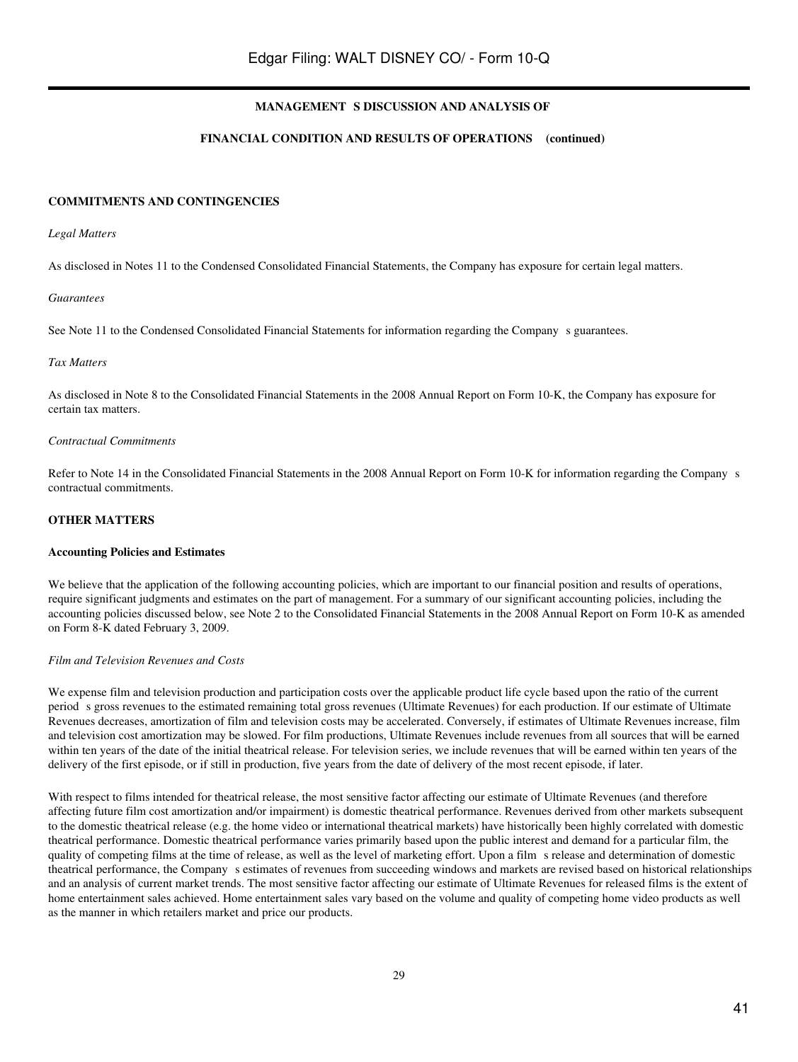## MANAGEMENT'S DISCUSSION AND ANALYSIS OF

## FINANCIAL CONDITION AND RESULTS OF OPERATIONS (continued)

### COMMITMENTS AND CONTINGENCIES

*Legal Matters*

As disclosed in Notes 11 to the Condensed Consolidated Financial Statements, the Company has exposure for certain legal matters.

*Guarantees*

See Note 11 to the Condensed Consolidated Financial Statements for information regarding the Company's guarantees.

*Tax Matters*

As disclosed in Note 8 to the Consolidated Financial Statements in the 2008 Annual Report on Form 10-K, the Company has exposure for certain tax matters.

*Contractual Commitments*

Refer to Note 14 in the Consolidated Financial Statements in the 2008 Annual Report on Form 10-K for information regarding the Company's contractual commitments.

### OTHER MATTERS

**Accounting Policies and Estimates**

We believe that the application of the following accounting policies, which are important to our financial position and results of operations, require significant judgments and estimates on the part of management. For a summary of our significant accounting policies, including the accounting policies discussed below, see Note 2 to the Consolidated Financial Statements in the 2008 Annual Report on Form 10-K as amended on Form 8-K dated February 3, 2009.

*Film and Television Revenues and Costs*

We expense film and television production and participation costs over the applicable product life cycle based upon the ratio of the current period's gross revenues to the estimated remaining total gross revenues (Ultimate Revenues) for each production. If our estimate of Ultimate Revenues decreases, amortization of film and television costs may be accelerated. Conversely, if estimates of Ultimate Revenues increase, film and television cost amortization may be slowed. For film productions, Ultimate Revenues include revenues from all sources that will be earned within ten years of the date of the initial theatrical release. For television series, we include revenues that will be earned within ten years of the delivery of the first episode, or if still in production, five years from the date of delivery of the most recent episode, if later.

With respect to films intended for theatrical release, the most sensitive factor affecting our estimate of Ultimate Revenues (and therefore affecting future film cost amortization and/or impairment) is domestic theatrical performance. Revenues derived from other markets subsequent to the domestic theatrical release (e.g. the home video or international theatrical markets) have historically been highly correlated with domestic theatrical performance. Domestic theatrical performance varies primarily based upon the public interest and demand for a particular film, the quality of competing films at the time of release, as well as the level of marketing effort. Upon a film's release and determination of domestic theatrical performance, the Company's estimates of revenues from succeeding windows and markets are revised based on historical relationships and an analysis of current market trends. The most sensitive factor affecting our estimate of Ultimate Revenues for released films is the extent of home entertainment sales achieved. Home entertainment sales vary based on the volume and quality of competing home video products as well as the manner in which retailers market and price our products.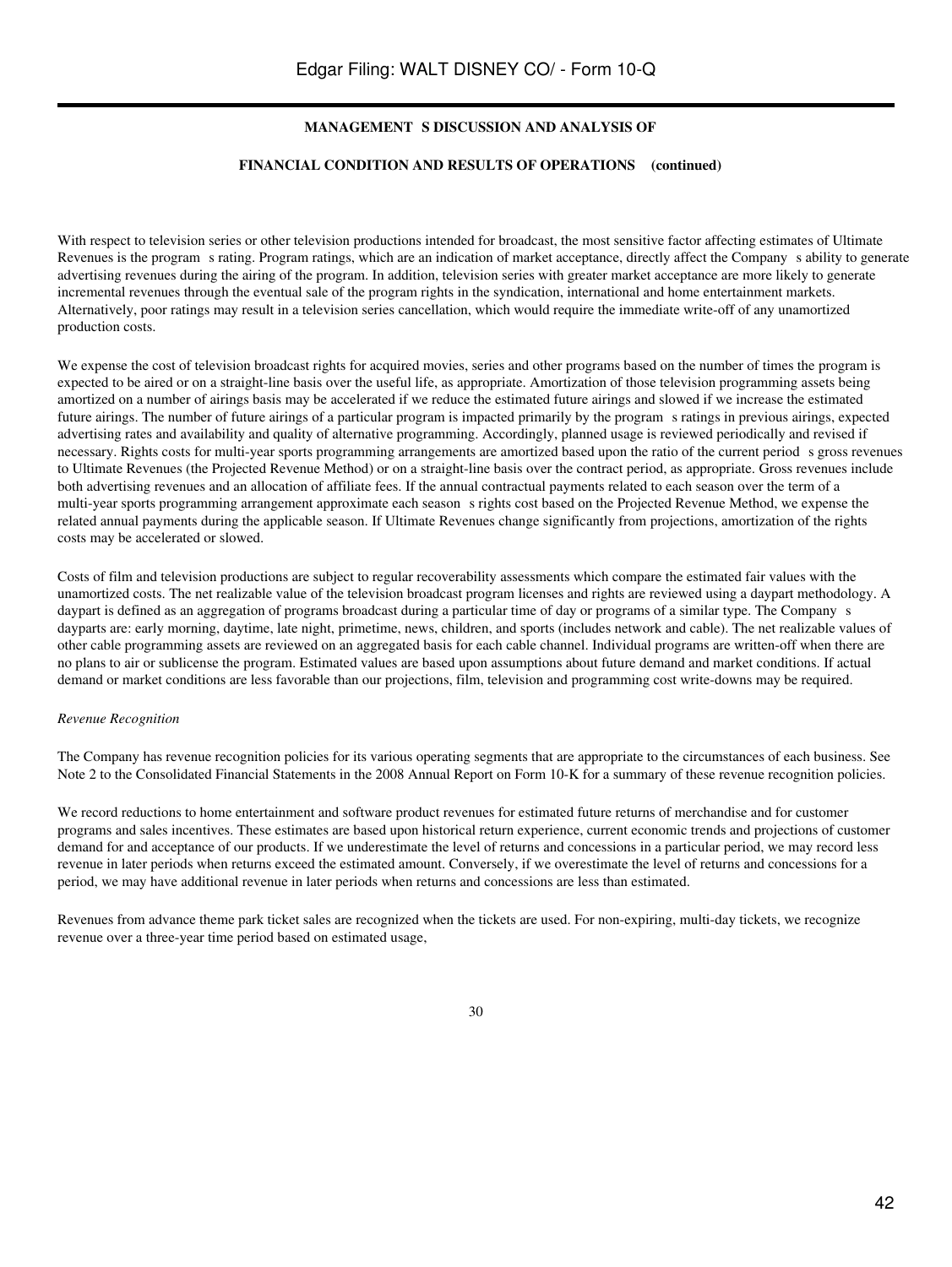**MANAGEMENT S DISCUSSION AND ANALYSIS OF**

**FINANCIAL CONDITION AND RESULTS OF OPERATIONS (continued)**

With respect to television series or other television productions intended for broadcast, the most sensitive factor affecting estimates of Ultimate Revenues is the program s rating. Program ratings, which are an indication of market acceptance, directly affect the Company s ability to generate advertising revenues during the airing of the program. In addition, television series with greater market acceptance are more likely to generate incremental revenues through the eventual sale of the program rights in the syndication, international and home entertainment markets. Alternatively, poor ratings may result in a television series cancellation, which would require the immediate write-off of any unamortized production costs.

We expense the cost of television broadcast rights for acquired movies, series and other programs based on the number of times the program is expected to be aired or on a straight-line basis over the useful life, as appropriate. Amortization of those television programming assets being amortized on a number of airings basis may be accelerated if we reduce the estimated future airings and slowed if we increase the estimated future airings. The number of future airings of a particular program is impacted primarily by the program s ratings in previous airings, expected advertising rates and availability and quality of alternative programming. Accordingly, planned usage is reviewed periodically and revised if necessary. Rights costs for multi-year sports programming arrangements are amortized based upon the ratio of the current period s gross revenues to Ultimate Revenues (the Projected Revenue Method) or on a straight-line basis over the contract period, as appropriate. Gross revenues include both advertising revenues and an allocation of affiliate fees. If the annual contractual payments related to each season over the term of a multi-year sports programming arrangement approximate each season s rights cost based on the Projected Revenue Method, we expense the related annual payments during the applicable season. If Ultimate Revenues change significantly from projections, amortization of the rights costs may be accelerated or slowed.

Costs of film and television productions are subject to regular recoverability assessments which compare the estimated fair values with the unamortized costs. The net realizable value of the television broadcast program licenses and rights are reviewed using a daypart methodology. A daypart is defined as an aggregation of programs broadcast during a particular time of day or programs of a similar type. The Company s dayparts are: early morning, daytime, late night, primetime, news, children, and sports (includes network and cable). The net realizable values of other cable programming assets are reviewed on an aggregated basis for each cable channel. Individual programs are written-off when there are no plans to air or sublicense the program. Estimated values are based upon assumptions about future demand and market conditions. If actual demand or market conditions are less favorable than our projections, film, television and programming cost write-downs may be required.

*Revenue Recognition*

The Company has revenue recognition policies for its various operating segments that are appropriate to the circumstances of each business. See Note 2 to the Consolidated Financial Statements in the 2008 Annual Report on Form 10-K for a summary of these revenue recognition policies.

We record reductions to home entertainment and software product revenues for estimated future returns of merchandise and for customer programs and sales incentives. These estimates are based upon historical return experience, current economic trends and projections of customer demand for and acceptance of our products. If we underestimate the level of returns and concessions in a particular period, we may record less revenue in later periods when returns exceed the estimated amount. Conversely, if we overestimate the level of returns and concessions for a period, we may have additional revenue in later periods when returns and concessions are less than estimated.

Revenues from advance theme park ticket sales are recognized when the tickets are used. For non-expiring, multi-day tickets, we recognize revenue over a three-year time period based on estimated usage,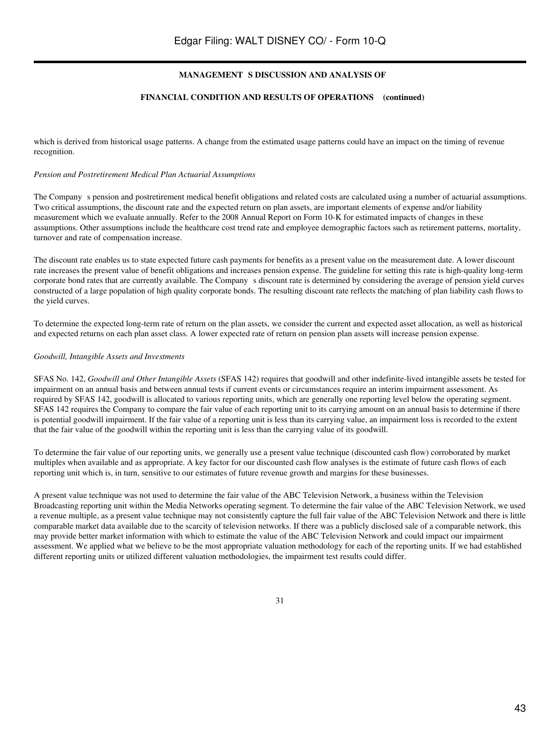**MANAGEMENT S DISCUSSION AND ANALYSIS OF**

**FINANCIAL CONDITION AND RESULTS OF OPERATIONS (continued)**

which is derived from historical usage patterns. A change from the estimated usage patterns could have an impact on the timing of revenue recognition.

*Pension and Postretirement Medical Plan Actuarial Assumptions*

The Company s pension and postretirement medical benefit obligations and related costs are calculated using a number of actuarial assumptions. Two critical assumptions, the discount rate and the expected return on plan assets, are important elements of expense and/or liability measurement which we evaluate annually. Refer to the 2008 Annual Report on Form 10-K for estimated impacts of changes in these assumptions. Other assumptions include the healthcare cost trend rate and employee demographic factors such as retirement patterns, mortality, turnover and rate of compensation increase.

The discount rate enables us to state expected future cash payments for benefits as a present value on the measurement date. A lower discount rate increases the present value of benefit obligations and increases pension expense. The guideline for setting this rate is high-quality long-term corporate bond rates that are currently available. The Company s discount rate is determined by considering the average of pension yield curves constructed of a large population of high quality corporate bonds. The resulting discount rate reflects the matching of plan liability cash flows to the yield curves.

To determine the expected long-term rate of return on the plan assets, we consider the current and expected asset allocation, as well as historical and expected returns on each plan asset class. A lower expected rate of return on pension plan assets will increase pension expense.

*Goodwill, Intangible Assets and Investments*

SFAS No. 142, *Goodwill and Other Intangible Assets* (SFAS 142) requires that goodwill and other indefinite-lived intangible assets be tested for impairment on an annual basis and between annual tests if current events or circumstances require an interim impairment assessment. As required by SFAS 142, goodwill is allocated to various reporting units, which are generally one reporting level below the operating segment. SFAS 142 requires the Company to compare the fair value of each reporting unit to its carrying amount on an annual basis to determine if there is potential goodwill impairment. If the fair value of a reporting unit is less than its carrying value, an impairment loss is recorded to the extent that the fair value of the goodwill within the reporting unit is less than the carrying value of its goodwill.

To determine the fair value of our reporting units, we generally use a present value technique (discounted cash flow) corroborated by market multiples when available and as appropriate. A key factor for our discounted cash flow analyses is the estimate of future cash flows of each reporting unit which is, in turn, sensitive to our estimates of future revenue growth and margins for these businesses.

A present value technique was not used to determine the fair value of the ABC Television Network, a business within the Television Broadcasting reporting unit within the Media Networks operating segment. To determine the fair value of the ABC Television Network, we used a revenue multiple, as a present value technique may not consistently capture the full fair value of the ABC Television Network and there is little comparable market data available due to the scarcity of television networks. If there was a publicly disclosed sale of a comparable network, this may provide better market information with which to estimate the value of the ABC Television Network and could impact our impairment assessment. We applied what we believe to be the most appropriate valuation methodology for each of the reporting units. If we had established different reporting units or utilized different valuation methodologies, the impairment test results could differ.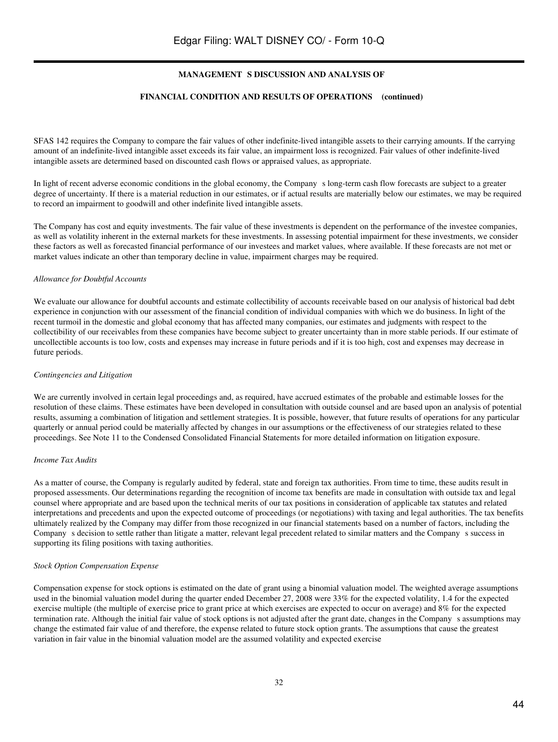SFAS 142 requires the Company to compare the fair values of other indefinite-lived intangible assets to their carrying amounts. If the carrying amount of an indefinite-lived intangible asset exceeds its fair value, an impairment loss is recognized. Fair values of other indefinite-lived intangible assets are determined based on discounted cash flows or appraised values, as appropriate.

In light of recent adverse economic conditions in the global economy, the Company s long-term cash flow forecasts are subject to a greater degree of uncertainty. If there is a material reduction in our estimates, or if actual results are materially below our estimates, we may be required to record an impairment to goodwill and other indefinite lived intangible assets.

The Company has cost and equity investments. The fair value of these investments is dependent on the performance of the investee companies, as well as volatility inherent in the external markets for these investments. In assessing potential impairment for these investments, we consider these factors as well as forecasted financial performance of our investees and market values, where available. If these forecasts are not met or market values indicate an other than temporary decline in value, impairment charges may be required.

*Allowance for Doubtful Accounts*

We evaluate our allowance for doubtful accounts and estimate collectibility of accounts receivable based on our analysis of historical bad debt experience in conjunction with our assessment of the financial condition of individual companies with which we do business. In light of the recent turmoil in the domestic and global economy that has affected many companies, our estimates and judgments with respect to the collectibility of our receivables from these companies have become subject to greater uncertainty than in more stable periods. If our estimate of uncollectible accounts is too low, costs and expenses may increase in future periods and if it is too high, cost and expenses may decrease in future periods.

*Contingencies and Litigation*

We are currently involved in certain legal proceedings and, as required, have accrued estimates of the probable and estimable losses for the resolution of these claims. These estimates have been developed in consultation with outside counsel and are based upon an analysis of potential results, assuming a combination of litigation and settlement strategies. It is possible, however, that future results of operations for any particular quarterly or annual period could be materially affected by changes in our assumptions or the effectiveness of our strategies related to these proceedings. See Note 11 to the Condensed Consolidated Financial Statements for more detailed information on litigation exposure.

*Income Tax Audits*

As a matter of course, the Company is regularly audited by federal, state and foreign tax authorities. From time to time, these audits result in proposed assessments. Our determinations regarding the recognition of income tax benefits are made in consultation with outside tax and legal counsel where appropriate and are based upon the technical merits of our tax positions in consideration of applicable tax statutes and related interpretations and precedents and upon the expected outcome of proceedings (or negotiations) with taxing and legal authorities. The tax benefits ultimately realized by the Company may differ from those recognized in our financial statements based on a number of factors, including the Company s decision to settle rather than litigate a matter, relevant legal precedent related to similar matters and the Company s success in supporting its filing positions with taxing authorities.

*Stock Option Compensation Expense*

Compensation expense for stock options is estimated on the date of grant using a binomial valuation model. The weighted average assumptions used in the binomial valuation model during the quarter ended December 27, 2008 were 33% for the expected volatility, 1.4 for the expected exercise multiple (the multiple of exercise price to grant price at which exercises are expected to occur on average) and 8% for the expected termination rate. Although the initial fair value of stock options is not adjusted after the grant date, changes in the Company s assumptions may change the estimated fair value of and therefore, the expense related to future stock option grants. The assumptions that cause the greatest variation in fair value in the binomial valuation model are the assumed volatility and expected exercise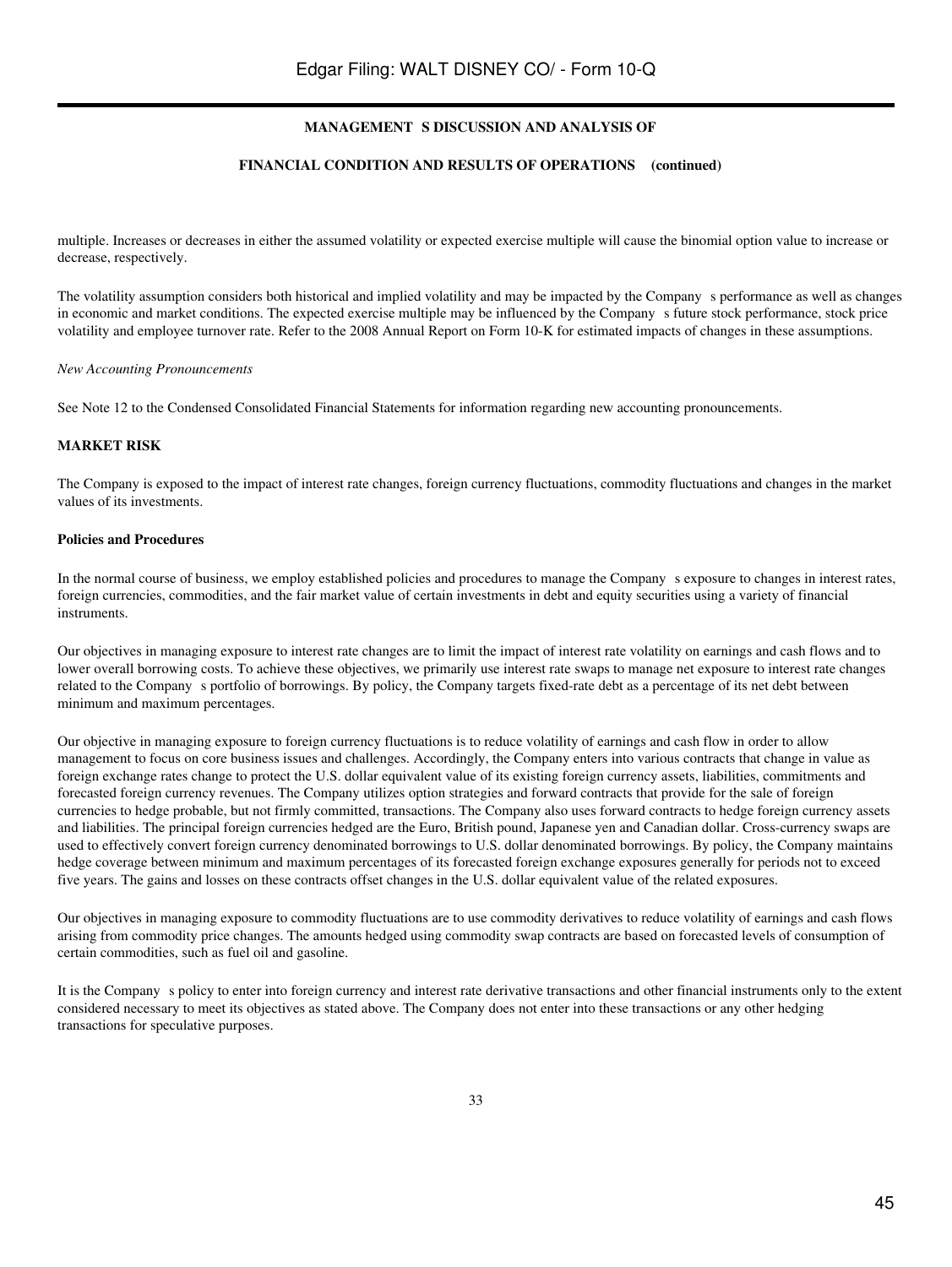## MANAGEMENT S DISCUSSION AND ANALYSIS OF

## FINANCIAL CONDITION AND RESULTS OF OPERATIONS (continued)

multiple. Increases or decreases in either the assumed volatility or expected exercise multiple will cause the binomial option value to increase or decrease, respectively.

The volatility assumption considers both historical and implied volatility and may be impacted by the Company s performance as well as changes in economic and market conditions. The expected exercise multiple may be influenced by the Company s future stock performance, stock price volatility and employee turnover rate. Refer to the 2008 Annual Report on Form 10-K for estimated impacts of changes in these assumptions.

*New Accounting Pronouncements*

See Note 12 to the Condensed Consolidated Financial Statements for information regarding new accounting pronouncements.

**MARKET RISK**

The Company is exposed to the impact of interest rate changes, foreign currency fluctuations, commodity fluctuations and changes in the market values of its investments.

**Policies and Procedures**

In the normal course of business, we employ established policies and procedures to manage the Company s exposure to changes in interest rates, foreign currencies, commodities, and the fair market value of certain investments in debt and equity securities using a variety of financial instruments.

Our objectives in managing exposure to interest rate changes are to limit the impact of interest rate volatility on earnings and cash flows and to lower overall borrowing costs. To achieve these objectives, we primarily use interest rate swaps to manage net exposure to interest rate changes related to the Company s portfolio of borrowings. By policy, the Company targets fixed-rate debt as a percentage of its net debt between minimum and maximum percentages.

Our objective in managing exposure to foreign currency fluctuations is to reduce volatility of earnings and cash flow in order to allow management to focus on core business issues and challenges. Accordingly, the Company enters into various contracts that change in value as foreign exchange rates change to protect the U.S. dollar equivalent value of its existing foreign currency assets, liabilities, commitments and forecasted foreign currency revenues. The Company utilizes option strategies and forward contracts that provide for the sale of foreign currencies to hedge probable, but not firmly committed, transactions. The Company also uses forward contracts to hedge foreign currency assets and liabilities. The principal foreign currencies hedged are the Euro, British pound, Japanese yen and Canadian dollar. Cross-currency swaps are used to effectively convert foreign currency denominated borrowings to U.S. dollar denominated borrowings. By policy, the Company maintains hedge coverage between minimum and maximum percentages of its forecasted foreign exchange exposures generally for periods not to exceed five years. The gains and losses on these contracts offset changes in the U.S. dollar equivalent value of the related exposures.

Our objectives in managing exposure to commodity fluctuations are to use commodity derivatives to reduce volatility of earnings and cash flows arising from commodity price changes. The amounts hedged using commodity swap contracts are based on forecasted levels of consumption of certain commodities, such as fuel oil and gasoline.

It is the Company s policy to enter into foreign currency and interest rate derivative transactions and other financial instruments only to the extent considered necessary to meet its objectives as stated above. The Company does not enter into these transactions or any other hedging transactions for speculative purposes.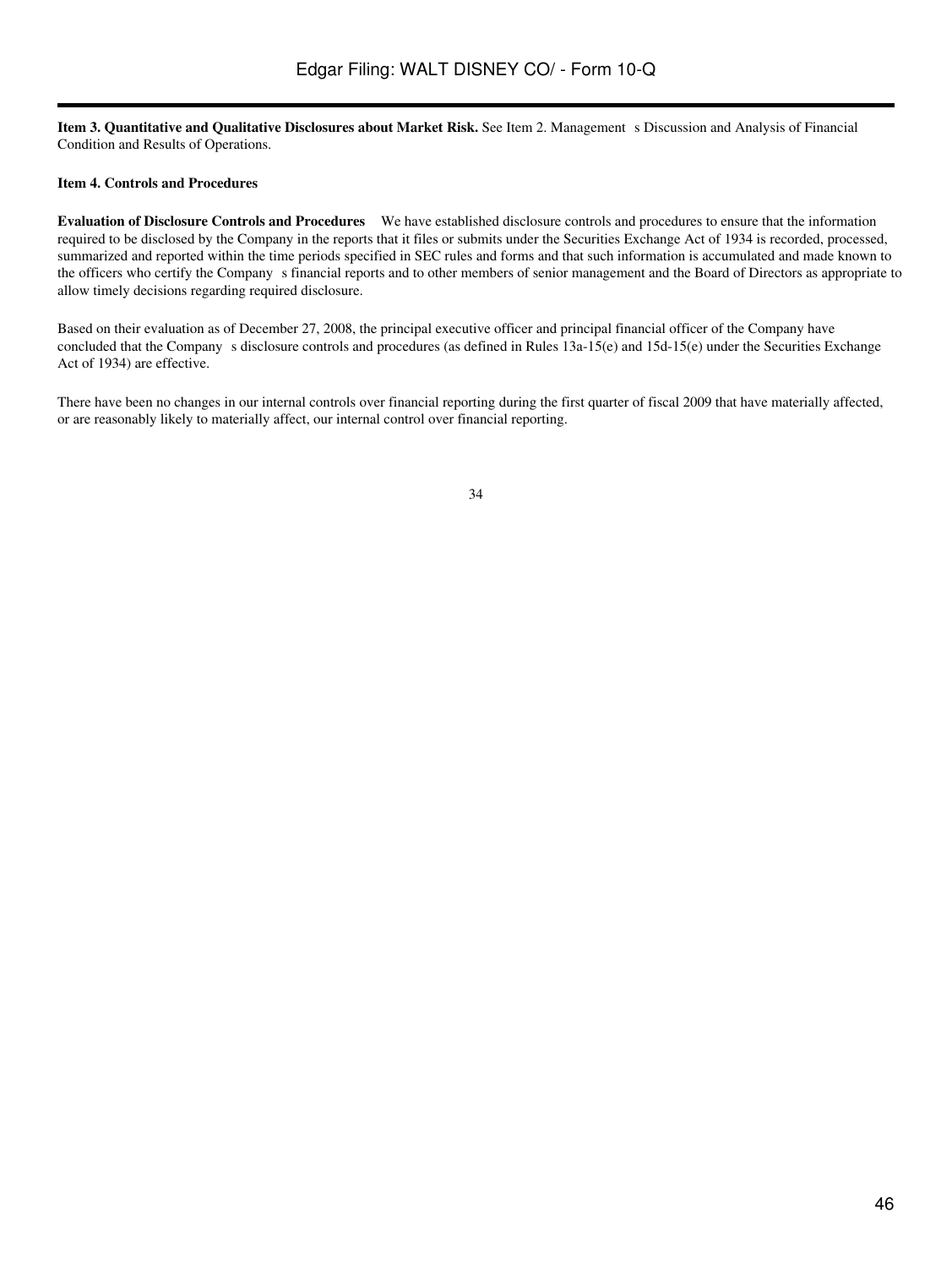**Item 3. Quantitative and Qualitative Disclosures about Market Risk.** See Item 2. Management s Discussion and Analysis of Financial Condition and Results of Operations.

**Item 4. Controls and Procedures**

**Evaluation of Disclosure Controls and Procedures** We have established disclosure controls and procedures to ensure that the information required to be disclosed by the Company in the reports that it files or submits under the Securities Exchange Act of 1934 is recorded, processed, summarized and reported within the time periods specified in SEC rules and forms and that such information is accumulated and made known to the officers who certify the Company s financial reports and to other members of senior management and the Board of Directors as appropriate to allow timely decisions regarding required disclosure.

Based on their evaluation as of December 27, 2008, the principal executive officer and principal financial officer of the Company have concluded that the Company s disclosure controls and procedures (as defined in Rules 13a-15(e) and 15d-15(e) under the Securities Exchange Act of 1934) are effective.

There have been no changes in our internal controls over financial reporting during the first quarter of fiscal 2009 that have materially affected, or are reasonably likely to materially affect, our internal control over financial reporting.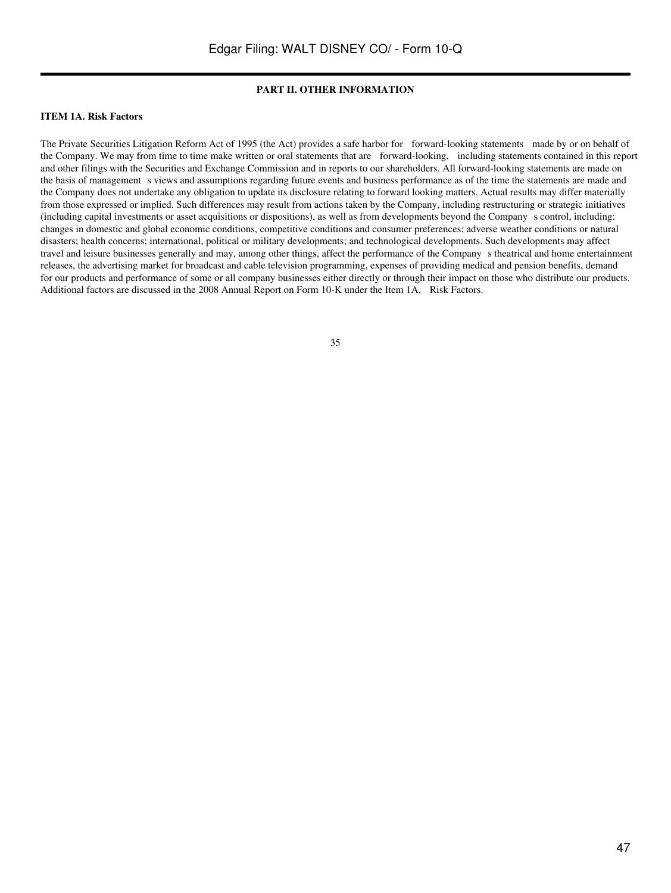## PART II. OTHER INFORMATION

### ITEM 1A. Risk Factors

The Private Securities Litigation Reform Act of 1995 (the Act) provides a safe harbor for forward-looking statements made by or on behalf of the Company. We may from time to time make written or oral statements that are forward-looking, including statements contained in this report and other filings with the Securities and Exchange Commission and in reports to our shareholders. All forward-looking statements are made on the basis of management s views and assumptions regarding future events and business performance as of the time the statements are made and the Company does not undertake any obligation to update its disclosure relating to forward looking matters. Actual results may differ materially from those expressed or implied. Such differences may result from actions taken by the Company, including restructuring or strategic initiatives (including capital investments or asset acquisitions or dispositions), as well as from developments beyond the Company s control, including: changes in domestic and global economic conditions, competitive conditions and consumer preferences; adverse weather conditions or natural disasters; health concerns; international, political or military developments; and technological developments. Such developments may affect travel and leisure businesses generally and may, among other things, affect the performance of the Company s theatrical and home entertainment releases, the advertising market for broadcast and cable television programming, expenses of providing medical and pension benefits, demand for our products and performance of some or all company businesses either directly or through their impact on those who distribute our products. Additional factors are discussed in the 2008 Annual Report on Form 10-K under the Item 1A, Risk Factors.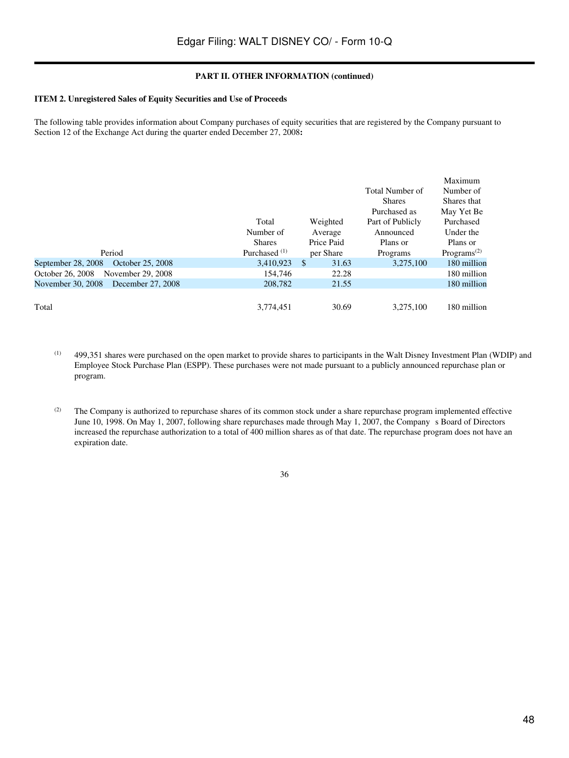**PART II. OTHER INFORMATION (continued)**

**ITEM 2. Unregistered Sales of Equity Securities and Use of Proceeds**

The following table provides information about Company purchases of equity securities that are registered by the Company pursuant to Section 12 of the Exchange Act during the quarter ended December 27, 2008**:**

| Period | Total Number of Shares Purchased [(1)] | Weighted Average Price Paid per Share | Total Number of Shares Purchased as Part of Publicly Announced Plans or Programs | Maximum Number of Shares that May Yet Be Purchased Under the Plans or Programs[(2)] |
|---|---|---|---|---|
| September 28, 2008 October 25, 2008 | 3,410,923 | $ 31.63 | 3,275,100 | 180 million |
| October 26, 2008 November 29, 2008 | 154,746 | 22.28 | | 180 million |
| November 30, 2008 December 27, 2008 | 208,782 | 21.55 | | 180 million |
| Total | 3,774,451 | 30.69 | 3,275,100 | 180 million |

(1) 499,351 shares were purchased on the open market to provide shares to participants in the Walt Disney Investment Plan (WDIP) and Employee Stock Purchase Plan (ESPP). These purchases were not made pursuant to a publicly announced repurchase plan or program.

(2) The Company is authorized to repurchase shares of its common stock under a share repurchase program implemented effective June 10, 1998. On May 1, 2007, following share repurchases made through May 1, 2007, the Company s Board of Directors increased the repurchase authorization to a total of 400 million shares as of that date. The repurchase program does not have an expiration date.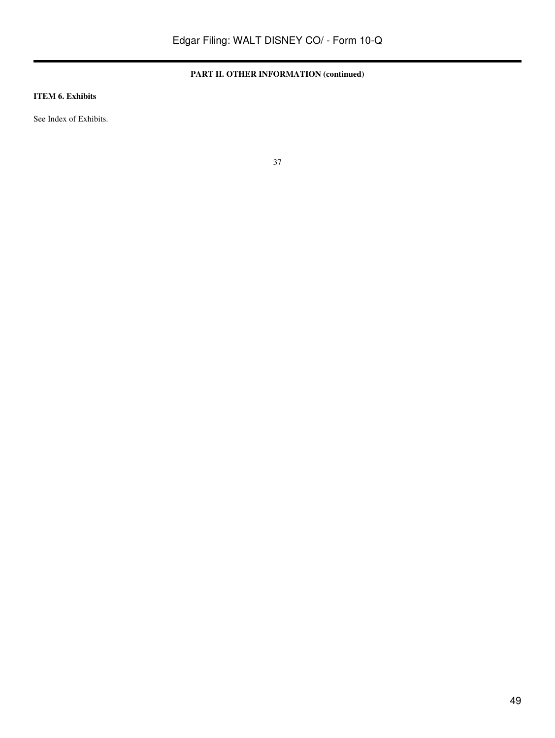**PART II. OTHER INFORMATION (continued)**

**ITEM 6. Exhibits**

See Index of Exhibits.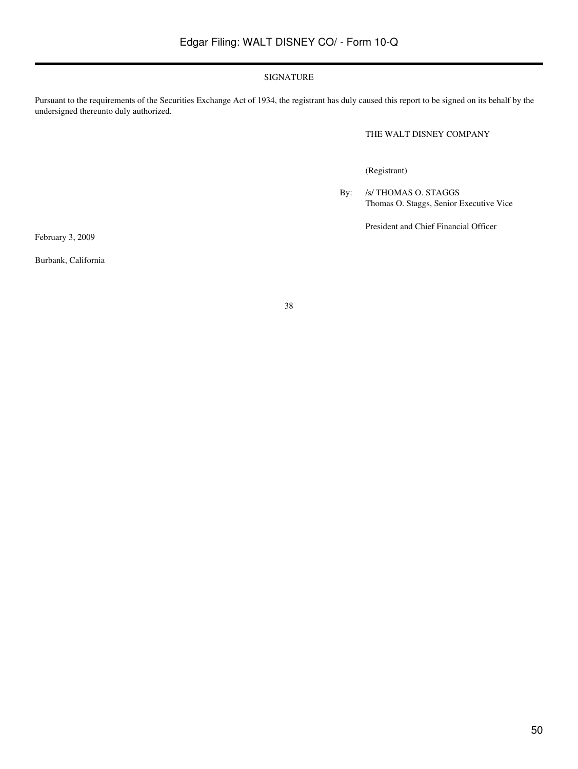## SIGNATURE

Pursuant to the requirements of the Securities Exchange Act of 1934, the registrant has duly caused this report to be signed on its behalf by the undersigned thereunto duly authorized.

THE WALT DISNEY COMPANY

(Registrant)

By: /s/ THOMAS O. STAGGS
Thomas O. Staggs, Senior Executive Vice President and Chief Financial Officer

February 3, 2009

Burbank, California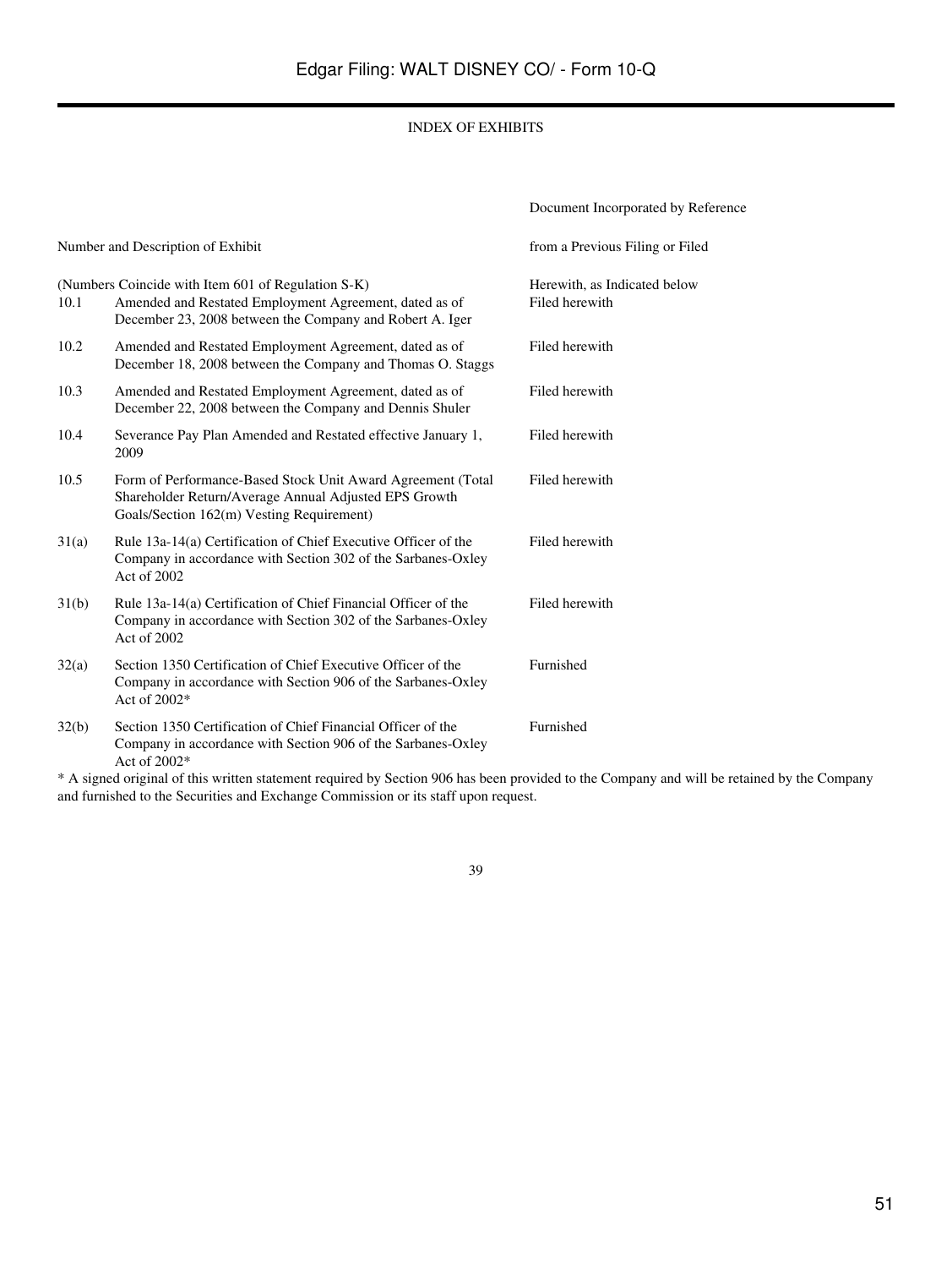INDEX OF EXHIBITS

| Number and Description of Exhibit (Numbers Coincide with Item 601 of Regulation S-K) | | Document Incorporated by Reference from a Previous Filing or Filed Herewith, as Indicated below |
|---|---|---|
| 10.1 | Amended and Restated Employment Agreement, dated as of December 23, 2008 between the Company and Robert A. Iger | Filed herewith |
| 10.2 | Amended and Restated Employment Agreement, dated as of December 18, 2008 between the Company and Thomas O. Staggs | Filed herewith |
| 10.3 | Amended and Restated Employment Agreement, dated as of December 22, 2008 between the Company and Dennis Shuler | Filed herewith |
| 10.4 | Severance Pay Plan Amended and Restated effective January 1, 2009 | Filed herewith |
| 10.5 | Form of Performance-Based Stock Unit Award Agreement (Total Shareholder Return/Average Annual Adjusted EPS Growth Goals/Section 162(m) Vesting Requirement) | Filed herewith |
| 31(a) | Rule 13a-14(a) Certification of Chief Executive Officer of the Company in accordance with Section 302 of the Sarbanes-Oxley Act of 2002 | Filed herewith |
| 31(b) | Rule 13a-14(a) Certification of Chief Financial Officer of the Company in accordance with Section 302 of the Sarbanes-Oxley Act of 2002 | Filed herewith |
| 32(a) | Section 1350 Certification of Chief Executive Officer of the Company in accordance with Section 906 of the Sarbanes-Oxley Act of 2002* | Furnished |
| 32(b) | Section 1350 Certification of Chief Financial Officer of the Company in accordance with Section 906 of the Sarbanes-Oxley Act of 2002* | Furnished |

* A signed original of this written statement required by Section 906 has been provided to the Company and will be retained by the Company and furnished to the Securities and Exchange Commission or its staff upon request.